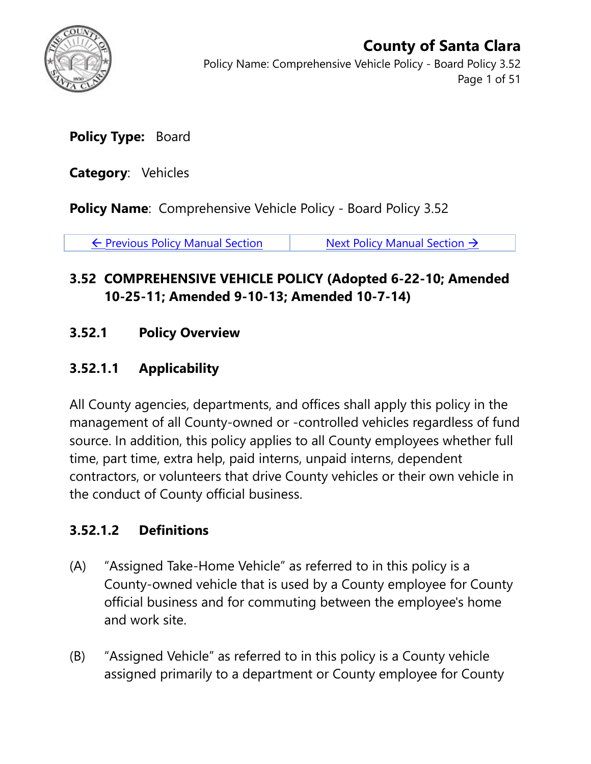**Policy Type:** Board

**Category**: Vehicles

**Policy Name**: Comprehensive Vehicle Policy - Board Policy 3.52

| ← Previous Policy Manual Section | Next Policy Manual Section → |
|---|---|

## 3.52 COMPREHENSIVE VEHICLE POLICY (Adopted 6-22-10; Amended 10-25-11; Amended 9-10-13; Amended 10-7-14)

### 3.52.1 Policy Overview

### 3.52.1.1 Applicability

All County agencies, departments, and offices shall apply this policy in the management of all County-owned or -controlled vehicles regardless of fund source. In addition, this policy applies to all County employees whether full time, part time, extra help, paid interns, unpaid interns, dependent contractors, or volunteers that drive County vehicles or their own vehicle in the conduct of County official business.

### 3.52.1.2 Definitions

(A) "Assigned Take-Home Vehicle" as referred to in this policy is a County-owned vehicle that is used by a County employee for County official business and for commuting between the employee's home and work site.

(B) "Assigned Vehicle" as referred to in this policy is a County vehicle assigned primarily to a department or County employee for County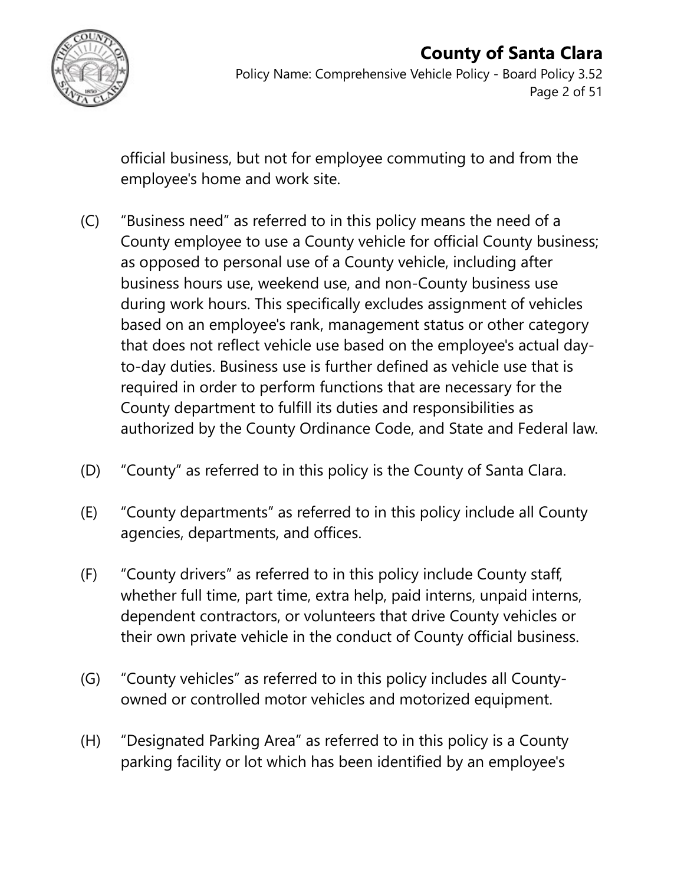official business, but not for employee commuting to and from the employee's home and work site.

(C) "Business need" as referred to in this policy means the need of a County employee to use a County vehicle for official County business; as opposed to personal use of a County vehicle, including after business hours use, weekend use, and non-County business use during work hours. This specifically excludes assignment of vehicles based on an employee's rank, management status or other category that does not reflect vehicle use based on the employee's actual day-to-day duties. Business use is further defined as vehicle use that is required in order to perform functions that are necessary for the County department to fulfill its duties and responsibilities as authorized by the County Ordinance Code, and State and Federal law.

(D) "County" as referred to in this policy is the County of Santa Clara.

(E) "County departments" as referred to in this policy include all County agencies, departments, and offices.

(F) "County drivers" as referred to in this policy include County staff, whether full time, part time, extra help, paid interns, unpaid interns, dependent contractors, or volunteers that drive County vehicles or their own private vehicle in the conduct of County official business.

(G) "County vehicles" as referred to in this policy includes all County-owned or controlled motor vehicles and motorized equipment.

(H) "Designated Parking Area" as referred to in this policy is a County parking facility or lot which has been identified by an employee's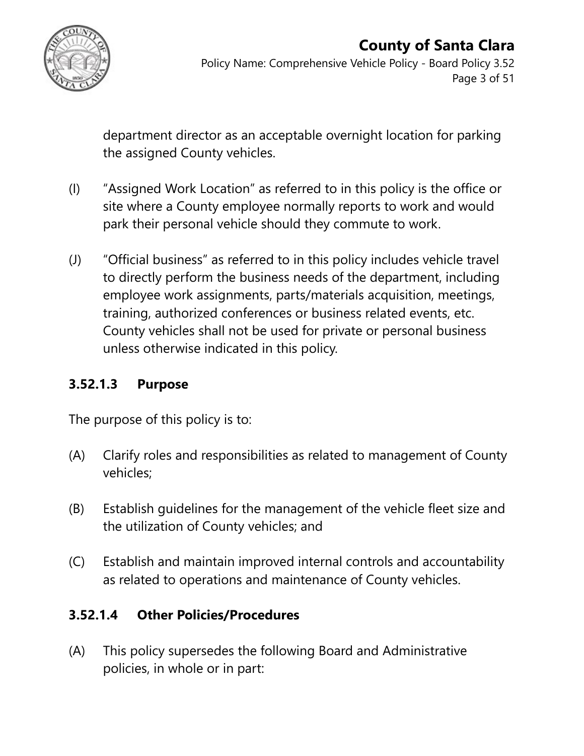department director as an acceptable overnight location for parking the assigned County vehicles.

(I) "Assigned Work Location" as referred to in this policy is the office or site where a County employee normally reports to work and would park their personal vehicle should they commute to work.

(J) "Official business" as referred to in this policy includes vehicle travel to directly perform the business needs of the department, including employee work assignments, parts/materials acquisition, meetings, training, authorized conferences or business related events, etc. County vehicles shall not be used for private or personal business unless otherwise indicated in this policy.

### 3.52.1.3 Purpose

The purpose of this policy is to:

(A) Clarify roles and responsibilities as related to management of County vehicles;

(B) Establish guidelines for the management of the vehicle fleet size and the utilization of County vehicles; and

(C) Establish and maintain improved internal controls and accountability as related to operations and maintenance of County vehicles.

### 3.52.1.4 Other Policies/Procedures

(A) This policy supersedes the following Board and Administrative policies, in whole or in part: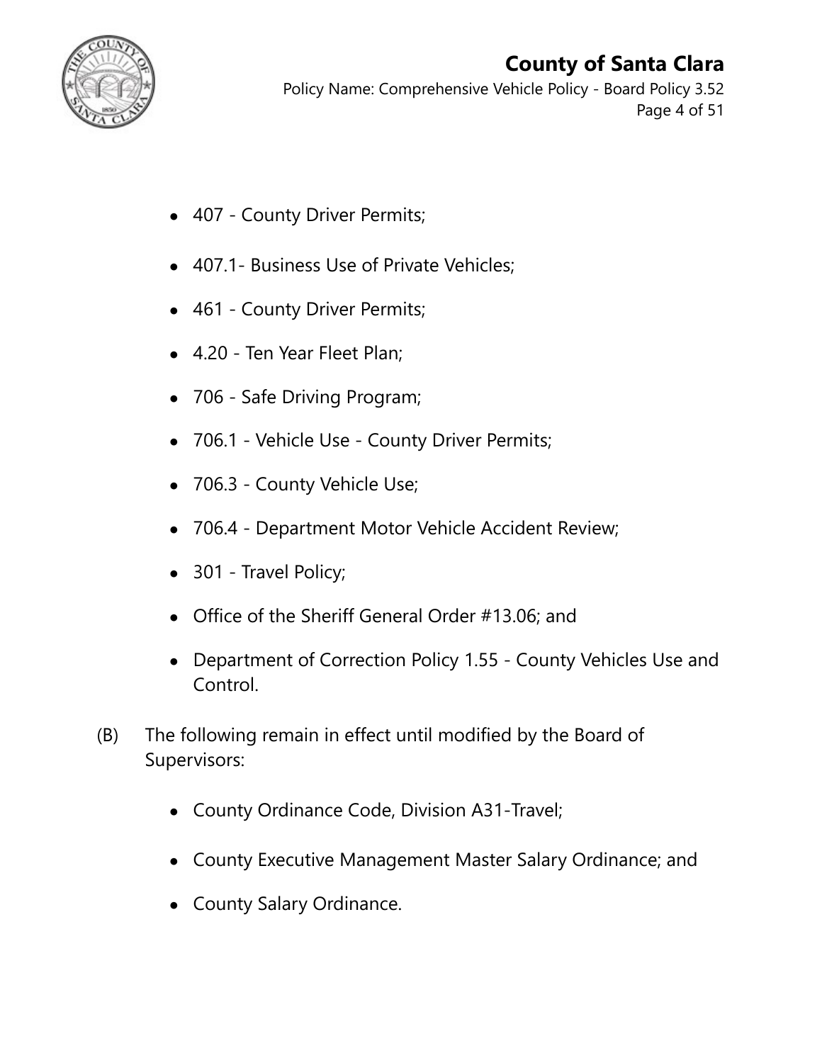- 407 - County Driver Permits;
- 407.1- Business Use of Private Vehicles;
- 461 - County Driver Permits;
- 4.20 - Ten Year Fleet Plan;
- 706 - Safe Driving Program;
- 706.1 - Vehicle Use - County Driver Permits;
- 706.3 - County Vehicle Use;
- 706.4 - Department Motor Vehicle Accident Review;
- 301 - Travel Policy;
- Office of the Sheriff General Order #13.06; and
- Department of Correction Policy 1.55 - County Vehicles Use and Control.

(B) The following remain in effect until modified by the Board of Supervisors:

- County Ordinance Code, Division A31-Travel;
- County Executive Management Master Salary Ordinance; and
- County Salary Ordinance.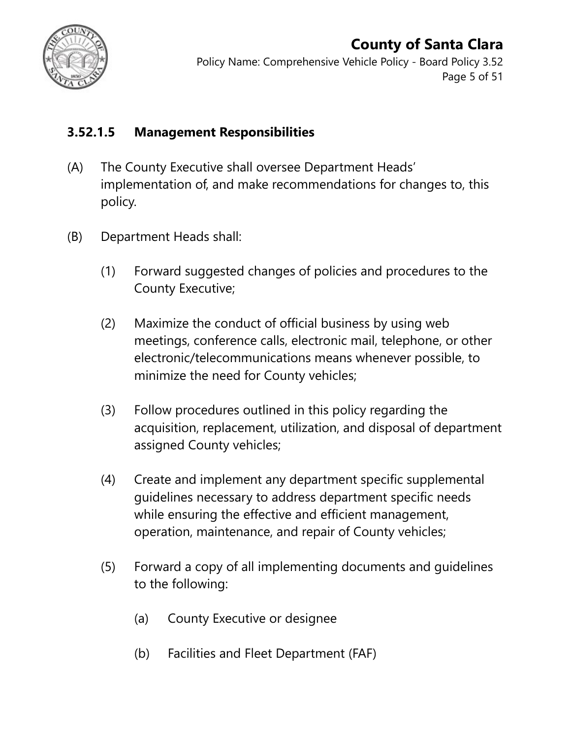### 3.52.1.5 Management Responsibilities

(A) The County Executive shall oversee Department Heads' implementation of, and make recommendations for changes to, this policy.

(B) Department Heads shall:

(1) Forward suggested changes of policies and procedures to the County Executive;

(2) Maximize the conduct of official business by using web meetings, conference calls, electronic mail, telephone, or other electronic/telecommunications means whenever possible, to minimize the need for County vehicles;

(3) Follow procedures outlined in this policy regarding the acquisition, replacement, utilization, and disposal of department assigned County vehicles;

(4) Create and implement any department specific supplemental guidelines necessary to address department specific needs while ensuring the effective and efficient management, operation, maintenance, and repair of County vehicles;

(5) Forward a copy of all implementing documents and guidelines to the following:

(a) County Executive or designee

(b) Facilities and Fleet Department (FAF)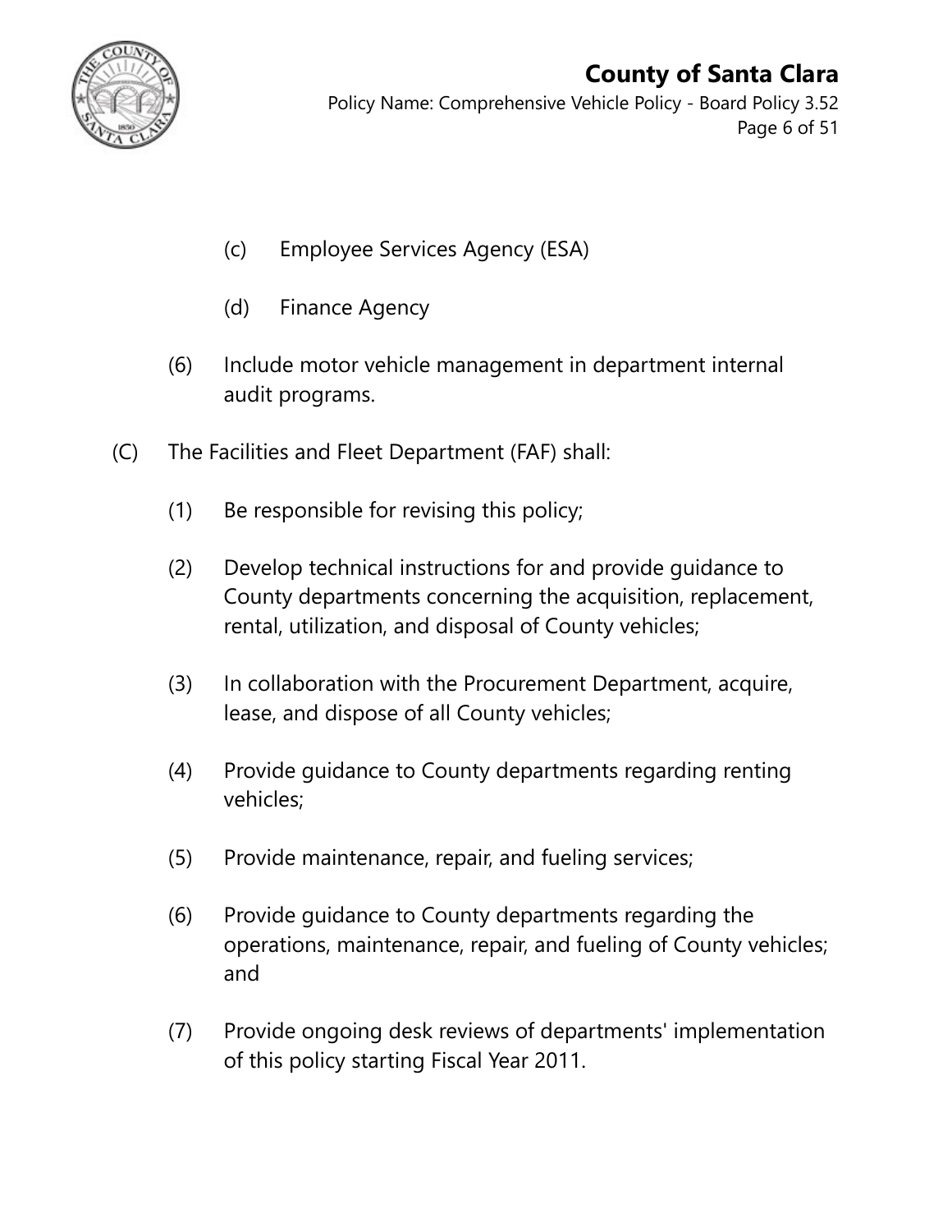(c) Employee Services Agency (ESA)

(d) Finance Agency

(6) Include motor vehicle management in department internal audit programs.

(C) The Facilities and Fleet Department (FAF) shall:

(1) Be responsible for revising this policy;

(2) Develop technical instructions for and provide guidance to County departments concerning the acquisition, replacement, rental, utilization, and disposal of County vehicles;

(3) In collaboration with the Procurement Department, acquire, lease, and dispose of all County vehicles;

(4) Provide guidance to County departments regarding renting vehicles;

(5) Provide maintenance, repair, and fueling services;

(6) Provide guidance to County departments regarding the operations, maintenance, repair, and fueling of County vehicles; and

(7) Provide ongoing desk reviews of departments' implementation of this policy starting Fiscal Year 2011.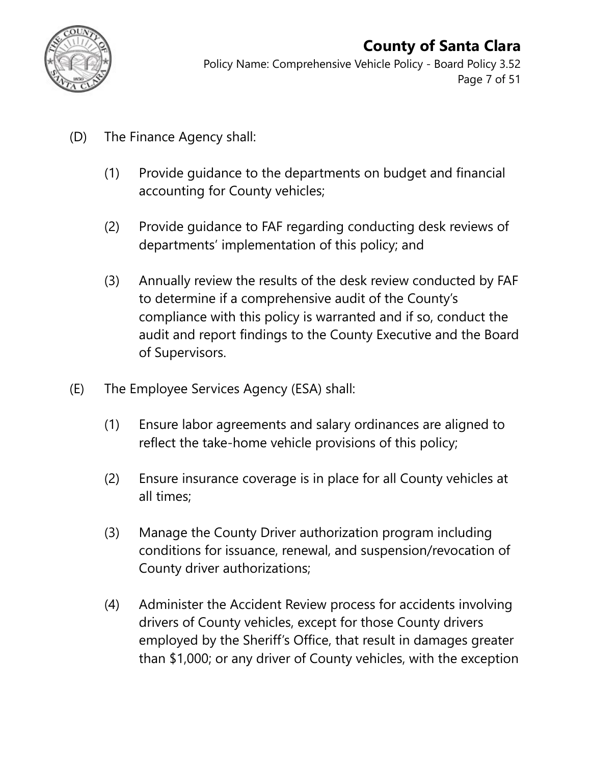(D) The Finance Agency shall:

(1) Provide guidance to the departments on budget and financial accounting for County vehicles;

(2) Provide guidance to FAF regarding conducting desk reviews of departments' implementation of this policy; and

(3) Annually review the results of the desk review conducted by FAF to determine if a comprehensive audit of the County's compliance with this policy is warranted and if so, conduct the audit and report findings to the County Executive and the Board of Supervisors.

(E) The Employee Services Agency (ESA) shall:

(1) Ensure labor agreements and salary ordinances are aligned to reflect the take-home vehicle provisions of this policy;

(2) Ensure insurance coverage is in place for all County vehicles at all times;

(3) Manage the County Driver authorization program including conditions for issuance, renewal, and suspension/revocation of County driver authorizations;

(4) Administer the Accident Review process for accidents involving drivers of County vehicles, except for those County drivers employed by the Sheriff's Office, that result in damages greater than $1,000; or any driver of County vehicles, with the exception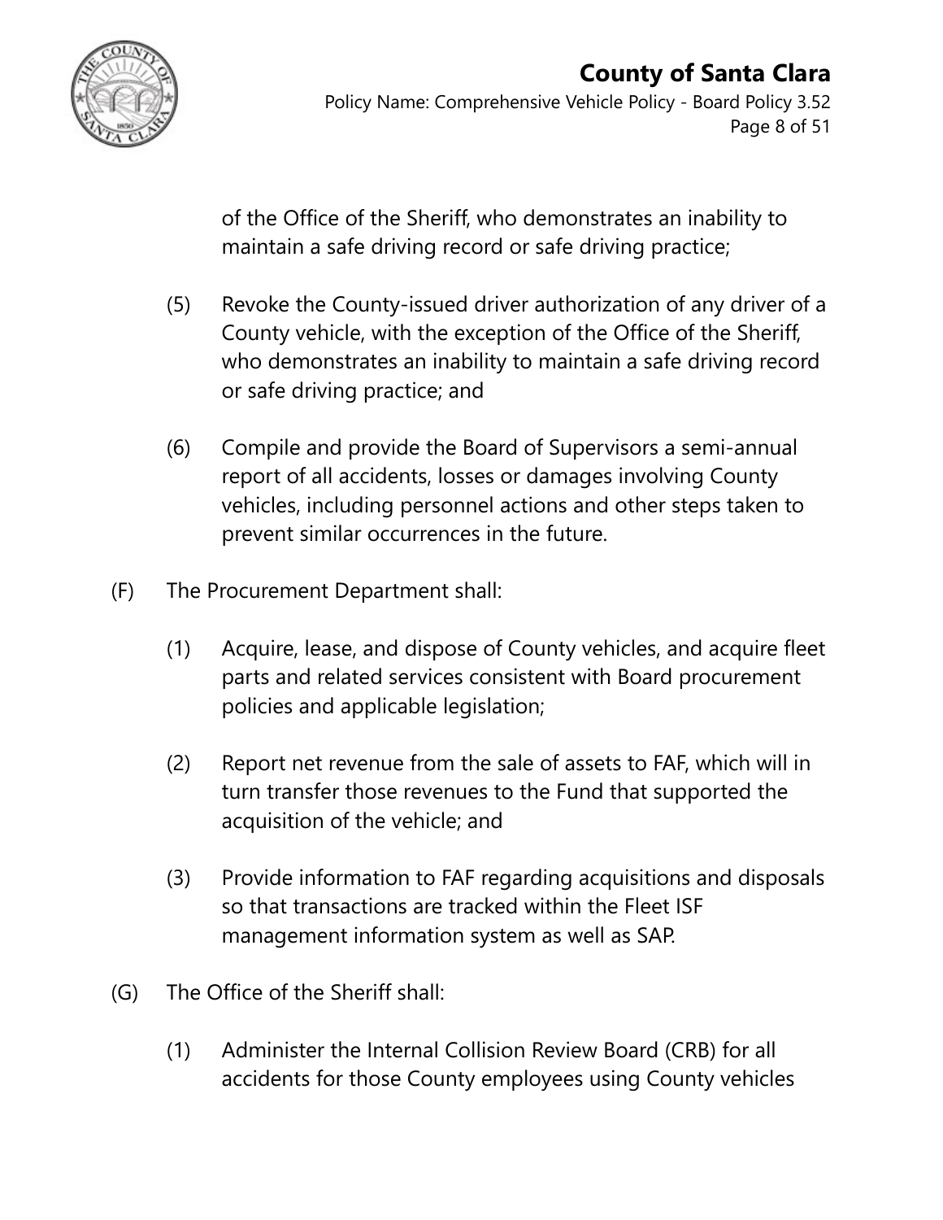of the Office of the Sheriff, who demonstrates an inability to maintain a safe driving record or safe driving practice;

(5) Revoke the County-issued driver authorization of any driver of a County vehicle, with the exception of the Office of the Sheriff, who demonstrates an inability to maintain a safe driving record or safe driving practice; and

(6) Compile and provide the Board of Supervisors a semi-annual report of all accidents, losses or damages involving County vehicles, including personnel actions and other steps taken to prevent similar occurrences in the future.

(F) The Procurement Department shall:

(1) Acquire, lease, and dispose of County vehicles, and acquire fleet parts and related services consistent with Board procurement policies and applicable legislation;

(2) Report net revenue from the sale of assets to FAF, which will in turn transfer those revenues to the Fund that supported the acquisition of the vehicle; and

(3) Provide information to FAF regarding acquisitions and disposals so that transactions are tracked within the Fleet ISF management information system as well as SAP.

(G) The Office of the Sheriff shall:

(1) Administer the Internal Collision Review Board (CRB) for all accidents for those County employees using County vehicles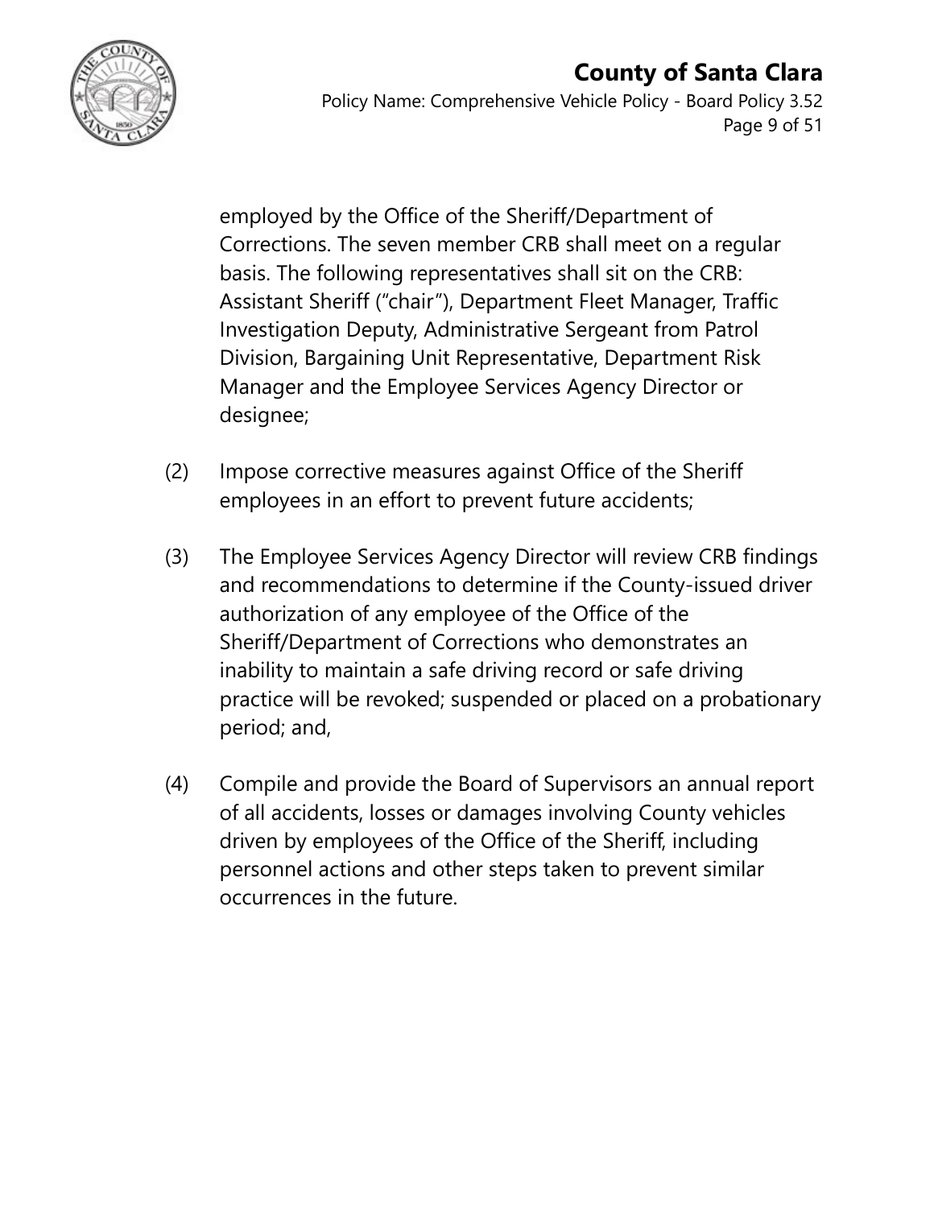employed by the Office of the Sheriff/Department of Corrections. The seven member CRB shall meet on a regular basis. The following representatives shall sit on the CRB: Assistant Sheriff ("chair"), Department Fleet Manager, Traffic Investigation Deputy, Administrative Sergeant from Patrol Division, Bargaining Unit Representative, Department Risk Manager and the Employee Services Agency Director or designee;

(2) Impose corrective measures against Office of the Sheriff employees in an effort to prevent future accidents;

(3) The Employee Services Agency Director will review CRB findings and recommendations to determine if the County-issued driver authorization of any employee of the Office of the Sheriff/Department of Corrections who demonstrates an inability to maintain a safe driving record or safe driving practice will be revoked; suspended or placed on a probationary period; and,

(4) Compile and provide the Board of Supervisors an annual report of all accidents, losses or damages involving County vehicles driven by employees of the Office of the Sheriff, including personnel actions and other steps taken to prevent similar occurrences in the future.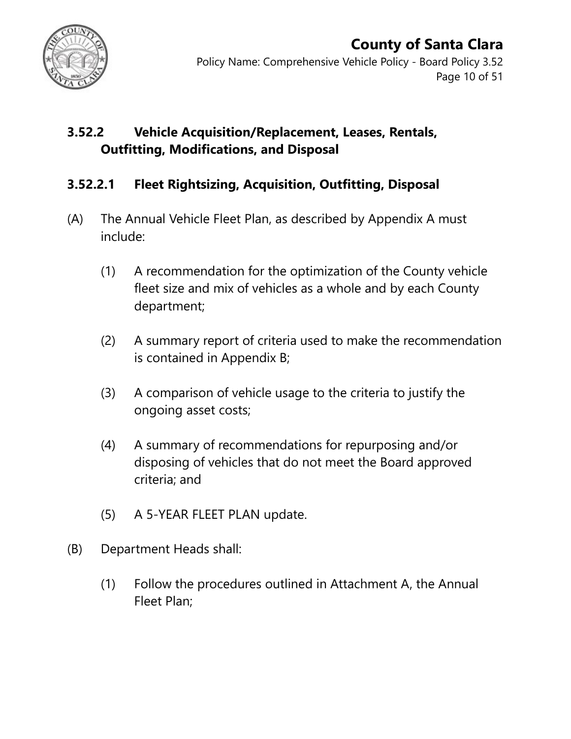## 3.52.2 Vehicle Acquisition/Replacement, Leases, Rentals, Outfitting, Modifications, and Disposal

### 3.52.2.1 Fleet Rightsizing, Acquisition, Outfitting, Disposal

(A) The Annual Vehicle Fleet Plan, as described by Appendix A must include:

  (1) A recommendation for the optimization of the County vehicle fleet size and mix of vehicles as a whole and by each County department;

  (2) A summary report of criteria used to make the recommendation is contained in Appendix B;

  (3) A comparison of vehicle usage to the criteria to justify the ongoing asset costs;

  (4) A summary of recommendations for repurposing and/or disposing of vehicles that do not meet the Board approved criteria; and

  (5) A 5-YEAR FLEET PLAN update.

(B) Department Heads shall:

  (1) Follow the procedures outlined in Attachment A, the Annual Fleet Plan;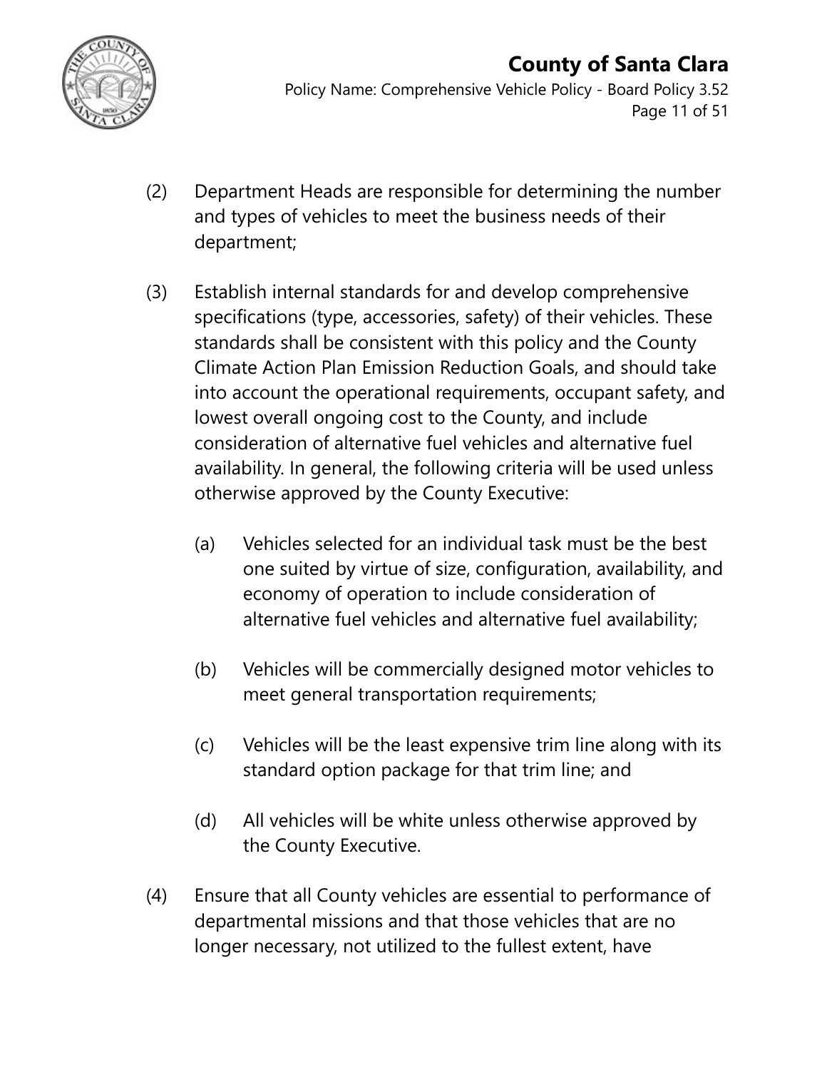(2) Department Heads are responsible for determining the number and types of vehicles to meet the business needs of their department;

(3) Establish internal standards for and develop comprehensive specifications (type, accessories, safety) of their vehicles. These standards shall be consistent with this policy and the County Climate Action Plan Emission Reduction Goals, and should take into account the operational requirements, occupant safety, and lowest overall ongoing cost to the County, and include consideration of alternative fuel vehicles and alternative fuel availability. In general, the following criteria will be used unless otherwise approved by the County Executive:

   (a) Vehicles selected for an individual task must be the best one suited by virtue of size, configuration, availability, and economy of operation to include consideration of alternative fuel vehicles and alternative fuel availability;

   (b) Vehicles will be commercially designed motor vehicles to meet general transportation requirements;

   (c) Vehicles will be the least expensive trim line along with its standard option package for that trim line; and

   (d) All vehicles will be white unless otherwise approved by the County Executive.

(4) Ensure that all County vehicles are essential to performance of departmental missions and that those vehicles that are no longer necessary, not utilized to the fullest extent, have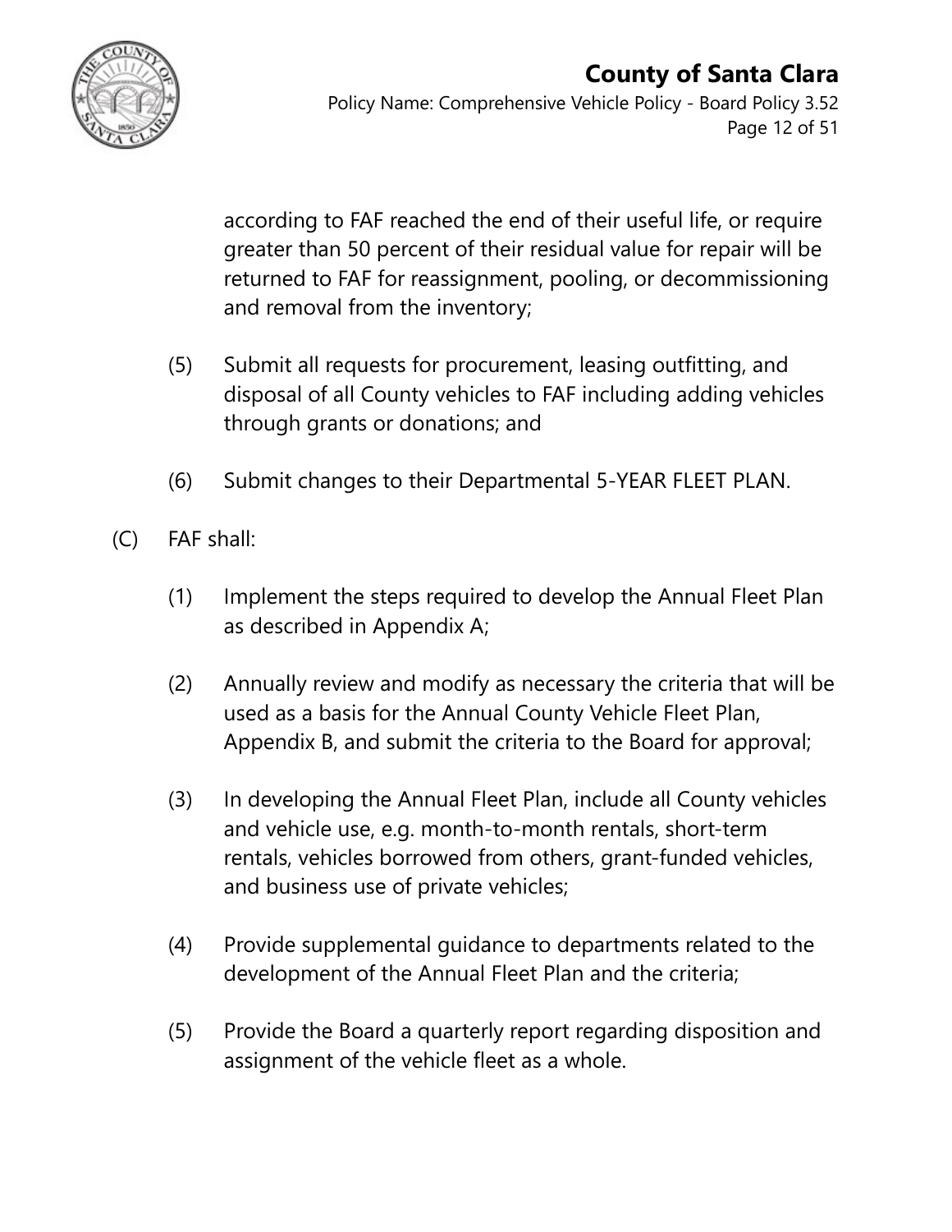according to FAF reached the end of their useful life, or require greater than 50 percent of their residual value for repair will be returned to FAF for reassignment, pooling, or decommissioning and removal from the inventory;

(5) Submit all requests for procurement, leasing outfitting, and disposal of all County vehicles to FAF including adding vehicles through grants or donations; and

(6) Submit changes to their Departmental 5-YEAR FLEET PLAN.

(C) FAF shall:

(1) Implement the steps required to develop the Annual Fleet Plan as described in Appendix A;

(2) Annually review and modify as necessary the criteria that will be used as a basis for the Annual County Vehicle Fleet Plan, Appendix B, and submit the criteria to the Board for approval;

(3) In developing the Annual Fleet Plan, include all County vehicles and vehicle use, e.g. month-to-month rentals, short-term rentals, vehicles borrowed from others, grant-funded vehicles, and business use of private vehicles;

(4) Provide supplemental guidance to departments related to the development of the Annual Fleet Plan and the criteria;

(5) Provide the Board a quarterly report regarding disposition and assignment of the vehicle fleet as a whole.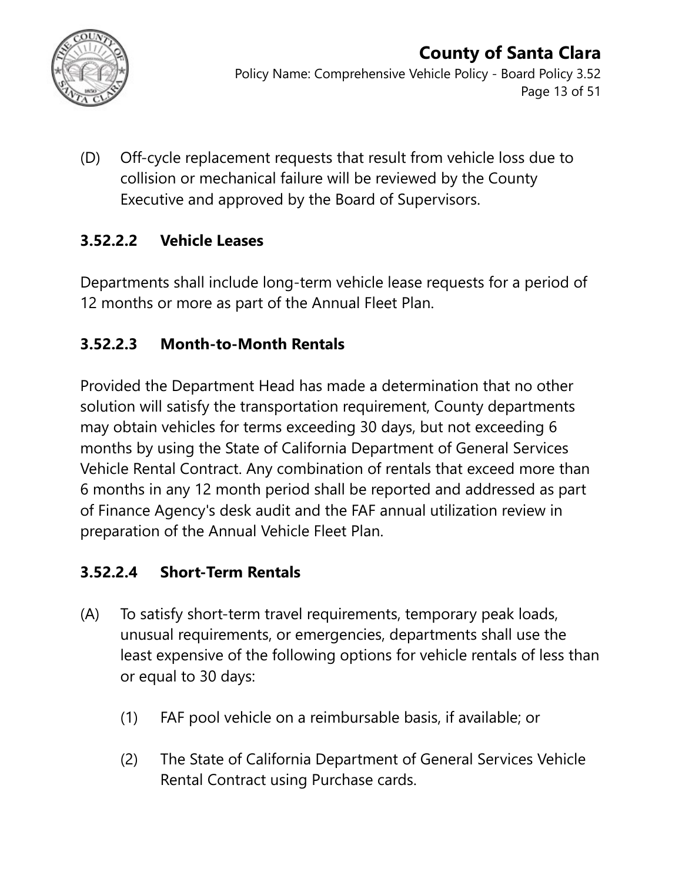(D) Off-cycle replacement requests that result from vehicle loss due to collision or mechanical failure will be reviewed by the County Executive and approved by the Board of Supervisors.

### 3.52.2.2 Vehicle Leases

Departments shall include long-term vehicle lease requests for a period of 12 months or more as part of the Annual Fleet Plan.

### 3.52.2.3 Month-to-Month Rentals

Provided the Department Head has made a determination that no other solution will satisfy the transportation requirement, County departments may obtain vehicles for terms exceeding 30 days, but not exceeding 6 months by using the State of California Department of General Services Vehicle Rental Contract. Any combination of rentals that exceed more than 6 months in any 12 month period shall be reported and addressed as part of Finance Agency's desk audit and the FAF annual utilization review in preparation of the Annual Vehicle Fleet Plan.

### 3.52.2.4 Short-Term Rentals

(A) To satisfy short-term travel requirements, temporary peak loads, unusual requirements, or emergencies, departments shall use the least expensive of the following options for vehicle rentals of less than or equal to 30 days:

 (1) FAF pool vehicle on a reimbursable basis, if available; or

 (2) The State of California Department of General Services Vehicle Rental Contract using Purchase cards.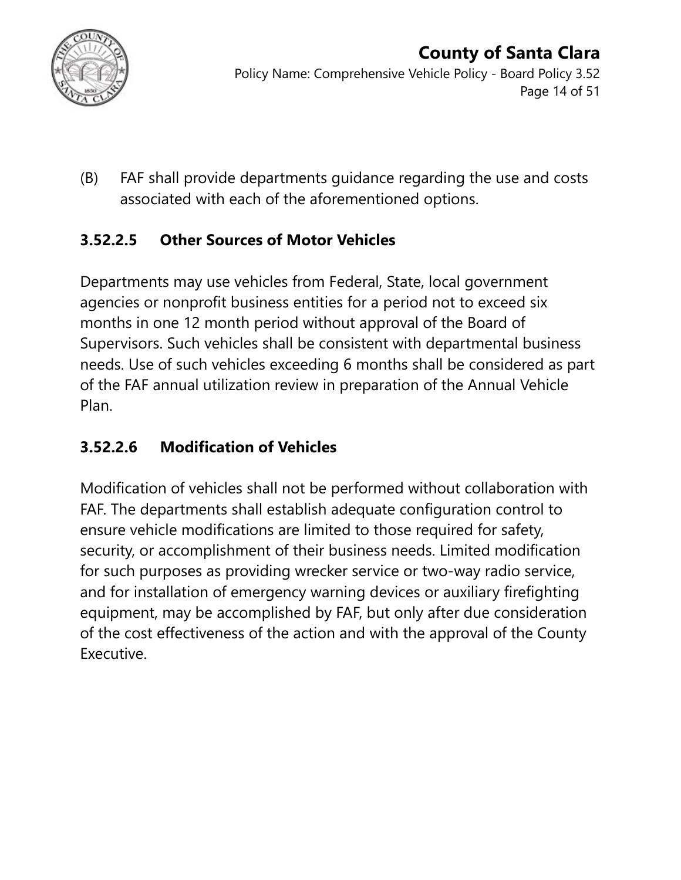(B) FAF shall provide departments guidance regarding the use and costs associated with each of the aforementioned options.

### 3.52.2.5 Other Sources of Motor Vehicles

Departments may use vehicles from Federal, State, local government agencies or nonprofit business entities for a period not to exceed six months in one 12 month period without approval of the Board of Supervisors. Such vehicles shall be consistent with departmental business needs. Use of such vehicles exceeding 6 months shall be considered as part of the FAF annual utilization review in preparation of the Annual Vehicle Plan.

### 3.52.2.6 Modification of Vehicles

Modification of vehicles shall not be performed without collaboration with FAF. The departments shall establish adequate configuration control to ensure vehicle modifications are limited to those required for safety, security, or accomplishment of their business needs. Limited modification for such purposes as providing wrecker service or two-way radio service, and for installation of emergency warning devices or auxiliary firefighting equipment, may be accomplished by FAF, but only after due consideration of the cost effectiveness of the action and with the approval of the County Executive.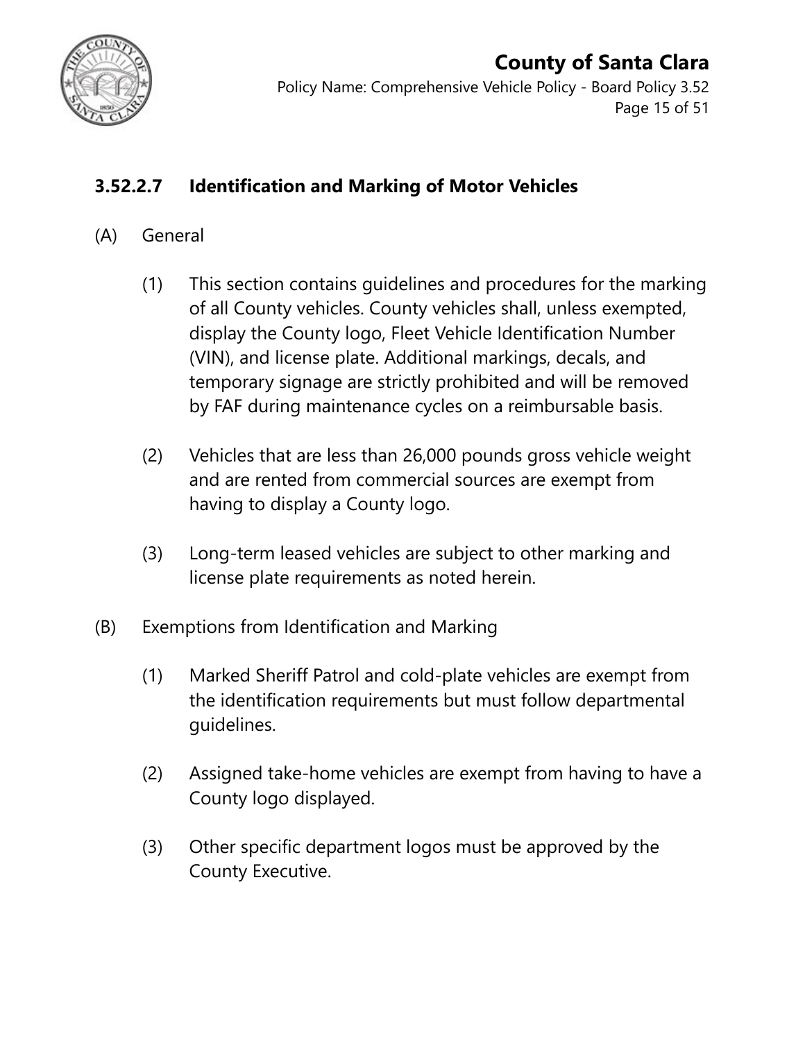### 3.52.2.7 Identification and Marking of Motor Vehicles

(A) General

(1) This section contains guidelines and procedures for the marking of all County vehicles. County vehicles shall, unless exempted, display the County logo, Fleet Vehicle Identification Number (VIN), and license plate. Additional markings, decals, and temporary signage are strictly prohibited and will be removed by FAF during maintenance cycles on a reimbursable basis.

(2) Vehicles that are less than 26,000 pounds gross vehicle weight and are rented from commercial sources are exempt from having to display a County logo.

(3) Long-term leased vehicles are subject to other marking and license plate requirements as noted herein.

(B) Exemptions from Identification and Marking

(1) Marked Sheriff Patrol and cold-plate vehicles are exempt from the identification requirements but must follow departmental guidelines.

(2) Assigned take-home vehicles are exempt from having to have a County logo displayed.

(3) Other specific department logos must be approved by the County Executive.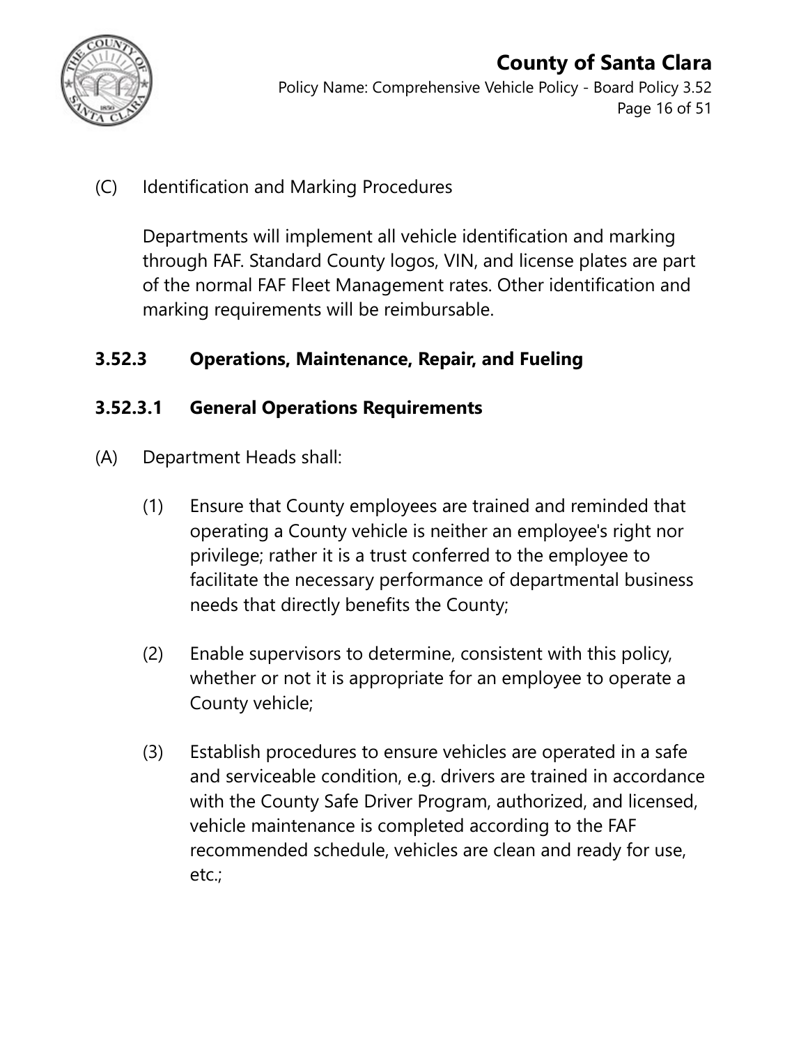(C) Identification and Marking Procedures

Departments will implement all vehicle identification and marking through FAF. Standard County logos, VIN, and license plates are part of the normal FAF Fleet Management rates. Other identification and marking requirements will be reimbursable.

## 3.52.3 Operations, Maintenance, Repair, and Fueling

### 3.52.3.1 General Operations Requirements

(A) Department Heads shall:

(1) Ensure that County employees are trained and reminded that operating a County vehicle is neither an employee's right nor privilege; rather it is a trust conferred to the employee to facilitate the necessary performance of departmental business needs that directly benefits the County;

(2) Enable supervisors to determine, consistent with this policy, whether or not it is appropriate for an employee to operate a County vehicle;

(3) Establish procedures to ensure vehicles are operated in a safe and serviceable condition, e.g. drivers are trained in accordance with the County Safe Driver Program, authorized, and licensed, vehicle maintenance is completed according to the FAF recommended schedule, vehicles are clean and ready for use, etc.;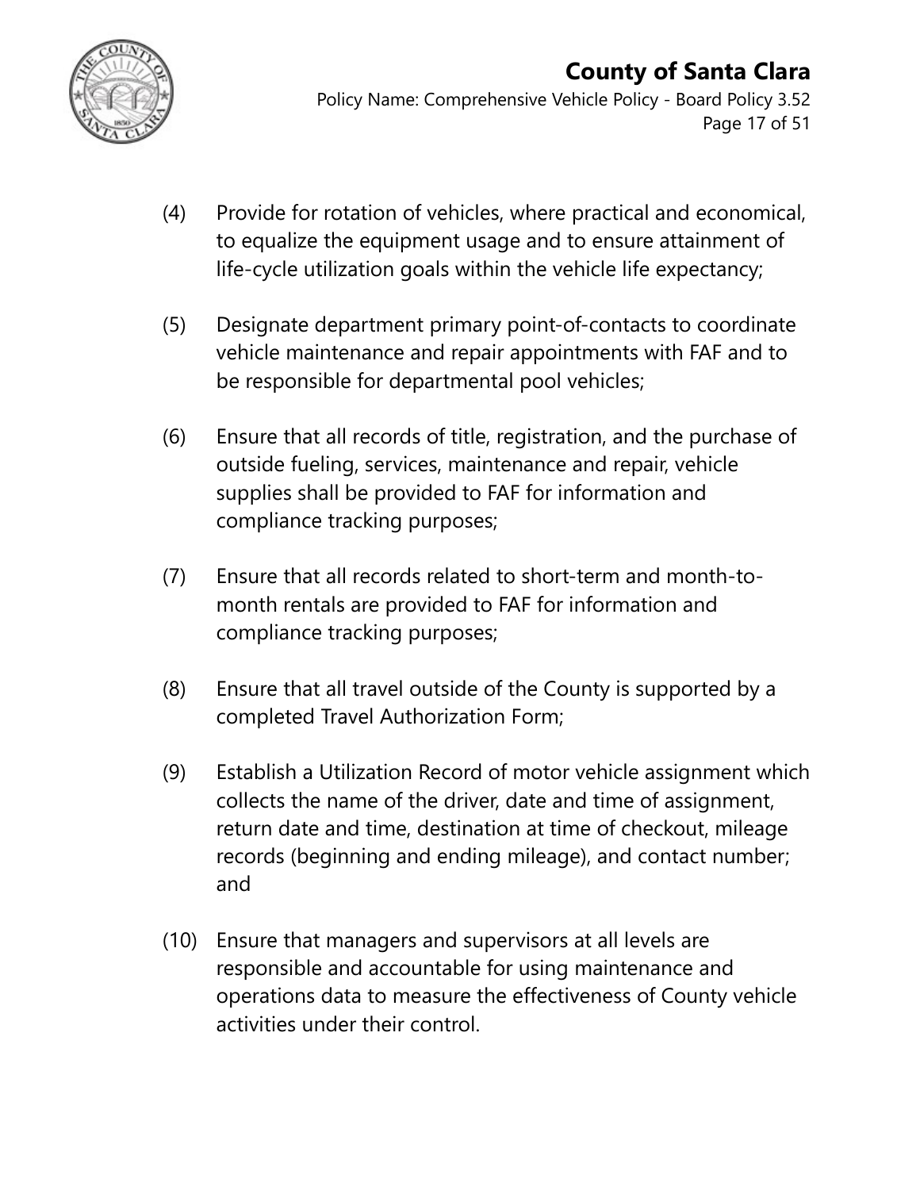(4) Provide for rotation of vehicles, where practical and economical, to equalize the equipment usage and to ensure attainment of life-cycle utilization goals within the vehicle life expectancy;

(5) Designate department primary point-of-contacts to coordinate vehicle maintenance and repair appointments with FAF and to be responsible for departmental pool vehicles;

(6) Ensure that all records of title, registration, and the purchase of outside fueling, services, maintenance and repair, vehicle supplies shall be provided to FAF for information and compliance tracking purposes;

(7) Ensure that all records related to short-term and month-to-month rentals are provided to FAF for information and compliance tracking purposes;

(8) Ensure that all travel outside of the County is supported by a completed Travel Authorization Form;

(9) Establish a Utilization Record of motor vehicle assignment which collects the name of the driver, date and time of assignment, return date and time, destination at time of checkout, mileage records (beginning and ending mileage), and contact number; and

(10) Ensure that managers and supervisors at all levels are responsible and accountable for using maintenance and operations data to measure the effectiveness of County vehicle activities under their control.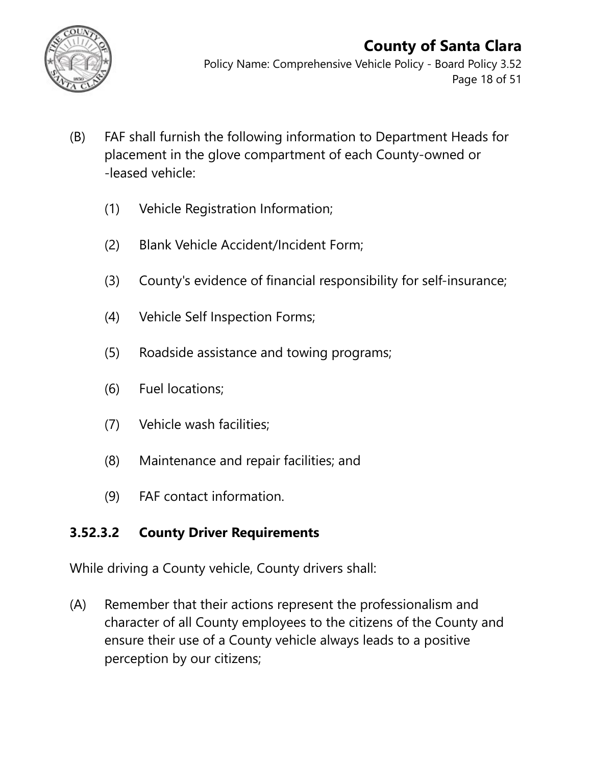(B) FAF shall furnish the following information to Department Heads for placement in the glove compartment of each County-owned or -leased vehicle:

  (1) Vehicle Registration Information;

  (2) Blank Vehicle Accident/Incident Form;

  (3) County's evidence of financial responsibility for self-insurance;

  (4) Vehicle Self Inspection Forms;

  (5) Roadside assistance and towing programs;

  (6) Fuel locations;

  (7) Vehicle wash facilities;

  (8) Maintenance and repair facilities; and

  (9) FAF contact information.

### 3.52.3.2 County Driver Requirements

While driving a County vehicle, County drivers shall:

(A) Remember that their actions represent the professionalism and character of all County employees to the citizens of the County and ensure their use of a County vehicle always leads to a positive perception by our citizens;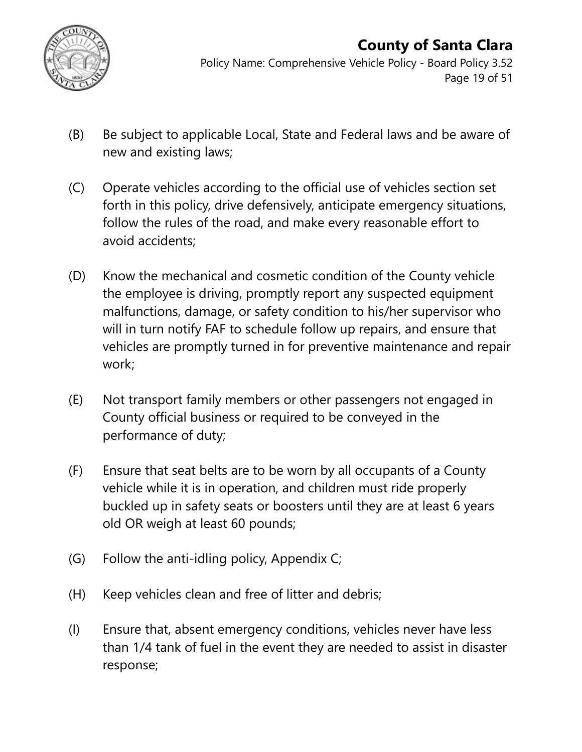(B) Be subject to applicable Local, State and Federal laws and be aware of new and existing laws;

(C) Operate vehicles according to the official use of vehicles section set forth in this policy, drive defensively, anticipate emergency situations, follow the rules of the road, and make every reasonable effort to avoid accidents;

(D) Know the mechanical and cosmetic condition of the County vehicle the employee is driving, promptly report any suspected equipment malfunctions, damage, or safety condition to his/her supervisor who will in turn notify FAF to schedule follow up repairs, and ensure that vehicles are promptly turned in for preventive maintenance and repair work;

(E) Not transport family members or other passengers not engaged in County official business or required to be conveyed in the performance of duty;

(F) Ensure that seat belts are to be worn by all occupants of a County vehicle while it is in operation, and children must ride properly buckled up in safety seats or boosters until they are at least 6 years old OR weigh at least 60 pounds;

(G) Follow the anti-idling policy, Appendix C;

(H) Keep vehicles clean and free of litter and debris;

(I) Ensure that, absent emergency conditions, vehicles never have less than 1/4 tank of fuel in the event they are needed to assist in disaster response;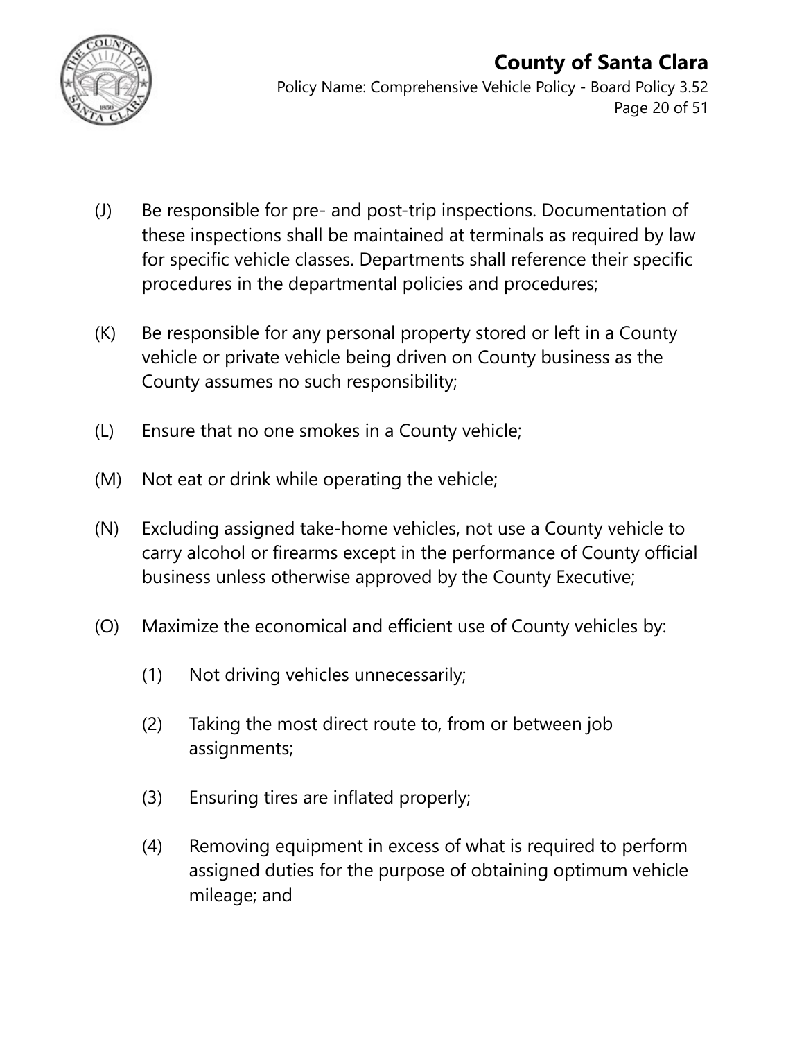(J) Be responsible for pre- and post-trip inspections. Documentation of these inspections shall be maintained at terminals as required by law for specific vehicle classes. Departments shall reference their specific procedures in the departmental policies and procedures;

(K) Be responsible for any personal property stored or left in a County vehicle or private vehicle being driven on County business as the County assumes no such responsibility;

(L) Ensure that no one smokes in a County vehicle;

(M) Not eat or drink while operating the vehicle;

(N) Excluding assigned take-home vehicles, not use a County vehicle to carry alcohol or firearms except in the performance of County official business unless otherwise approved by the County Executive;

(O) Maximize the economical and efficient use of County vehicles by:

   (1) Not driving vehicles unnecessarily;

   (2) Taking the most direct route to, from or between job assignments;

   (3) Ensuring tires are inflated properly;

   (4) Removing equipment in excess of what is required to perform assigned duties for the purpose of obtaining optimum vehicle mileage; and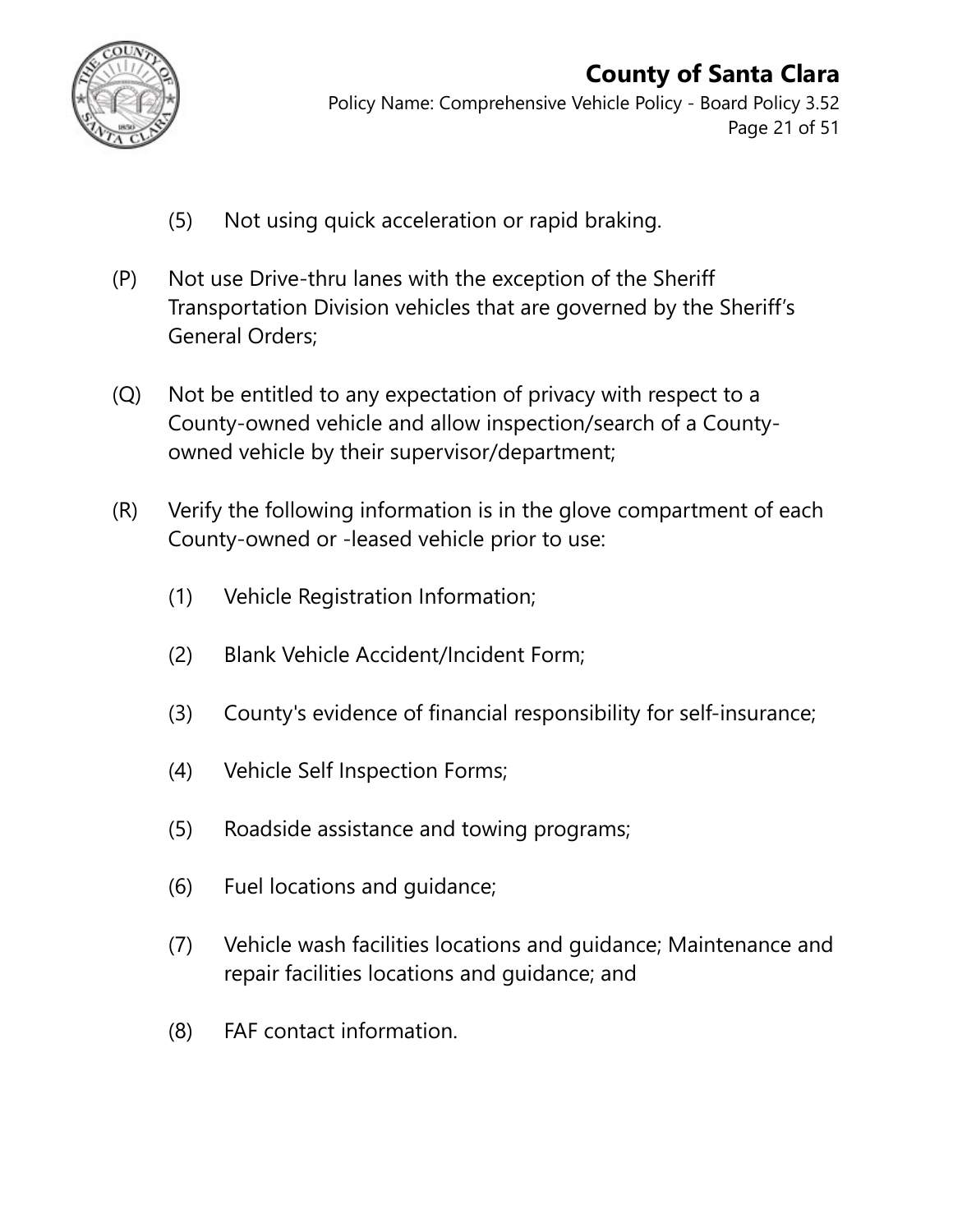(5) Not using quick acceleration or rapid braking.

(P) Not use Drive-thru lanes with the exception of the Sheriff Transportation Division vehicles that are governed by the Sheriff's General Orders;

(Q) Not be entitled to any expectation of privacy with respect to a County-owned vehicle and allow inspection/search of a County-owned vehicle by their supervisor/department;

(R) Verify the following information is in the glove compartment of each County-owned or -leased vehicle prior to use:

    (1) Vehicle Registration Information;

    (2) Blank Vehicle Accident/Incident Form;

    (3) County's evidence of financial responsibility for self-insurance;

    (4) Vehicle Self Inspection Forms;

    (5) Roadside assistance and towing programs;

    (6) Fuel locations and guidance;

    (7) Vehicle wash facilities locations and guidance; Maintenance and repair facilities locations and guidance; and

    (8) FAF contact information.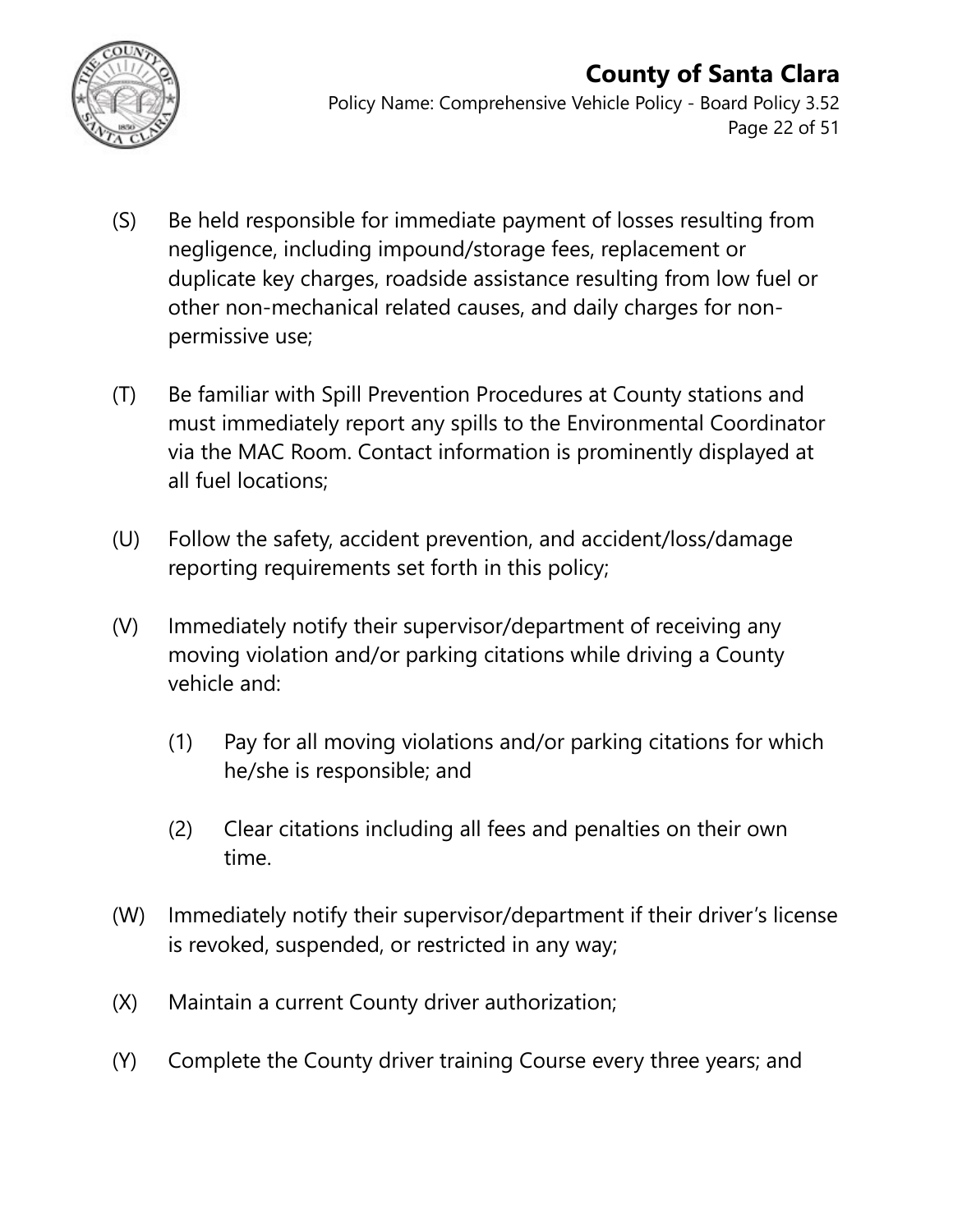(S) Be held responsible for immediate payment of losses resulting from negligence, including impound/storage fees, replacement or duplicate key charges, roadside assistance resulting from low fuel or other non-mechanical related causes, and daily charges for non-permissive use;

(T) Be familiar with Spill Prevention Procedures at County stations and must immediately report any spills to the Environmental Coordinator via the MAC Room. Contact information is prominently displayed at all fuel locations;

(U) Follow the safety, accident prevention, and accident/loss/damage reporting requirements set forth in this policy;

(V) Immediately notify their supervisor/department of receiving any moving violation and/or parking citations while driving a County vehicle and:

   (1) Pay for all moving violations and/or parking citations for which he/she is responsible; and

   (2) Clear citations including all fees and penalties on their own time.

(W) Immediately notify their supervisor/department if their driver's license is revoked, suspended, or restricted in any way;

(X) Maintain a current County driver authorization;

(Y) Complete the County driver training Course every three years; and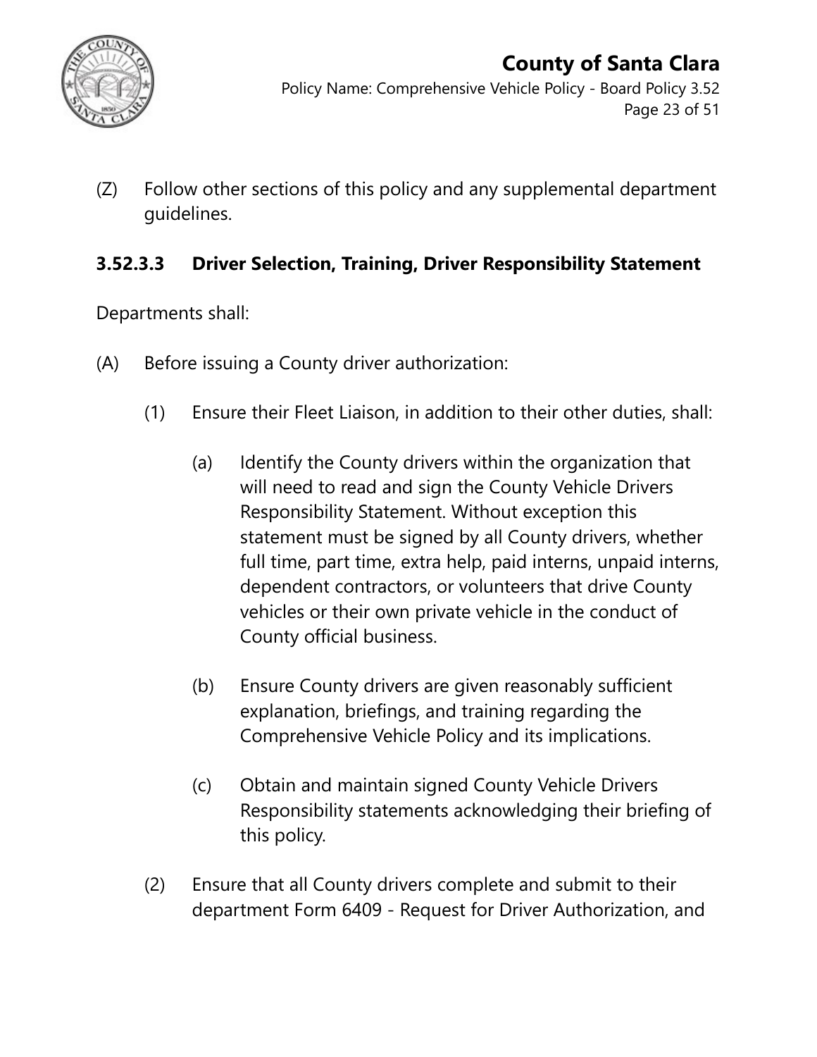(Z) Follow other sections of this policy and any supplemental department guidelines.

### 3.52.3.3 Driver Selection, Training, Driver Responsibility Statement

Departments shall:

(A) Before issuing a County driver authorization:

(1) Ensure their Fleet Liaison, in addition to their other duties, shall:

(a) Identify the County drivers within the organization that will need to read and sign the County Vehicle Drivers Responsibility Statement. Without exception this statement must be signed by all County drivers, whether full time, part time, extra help, paid interns, unpaid interns, dependent contractors, or volunteers that drive County vehicles or their own private vehicle in the conduct of County official business.

(b) Ensure County drivers are given reasonably sufficient explanation, briefings, and training regarding the Comprehensive Vehicle Policy and its implications.

(c) Obtain and maintain signed County Vehicle Drivers Responsibility statements acknowledging their briefing of this policy.

(2) Ensure that all County drivers complete and submit to their department Form 6409 - Request for Driver Authorization, and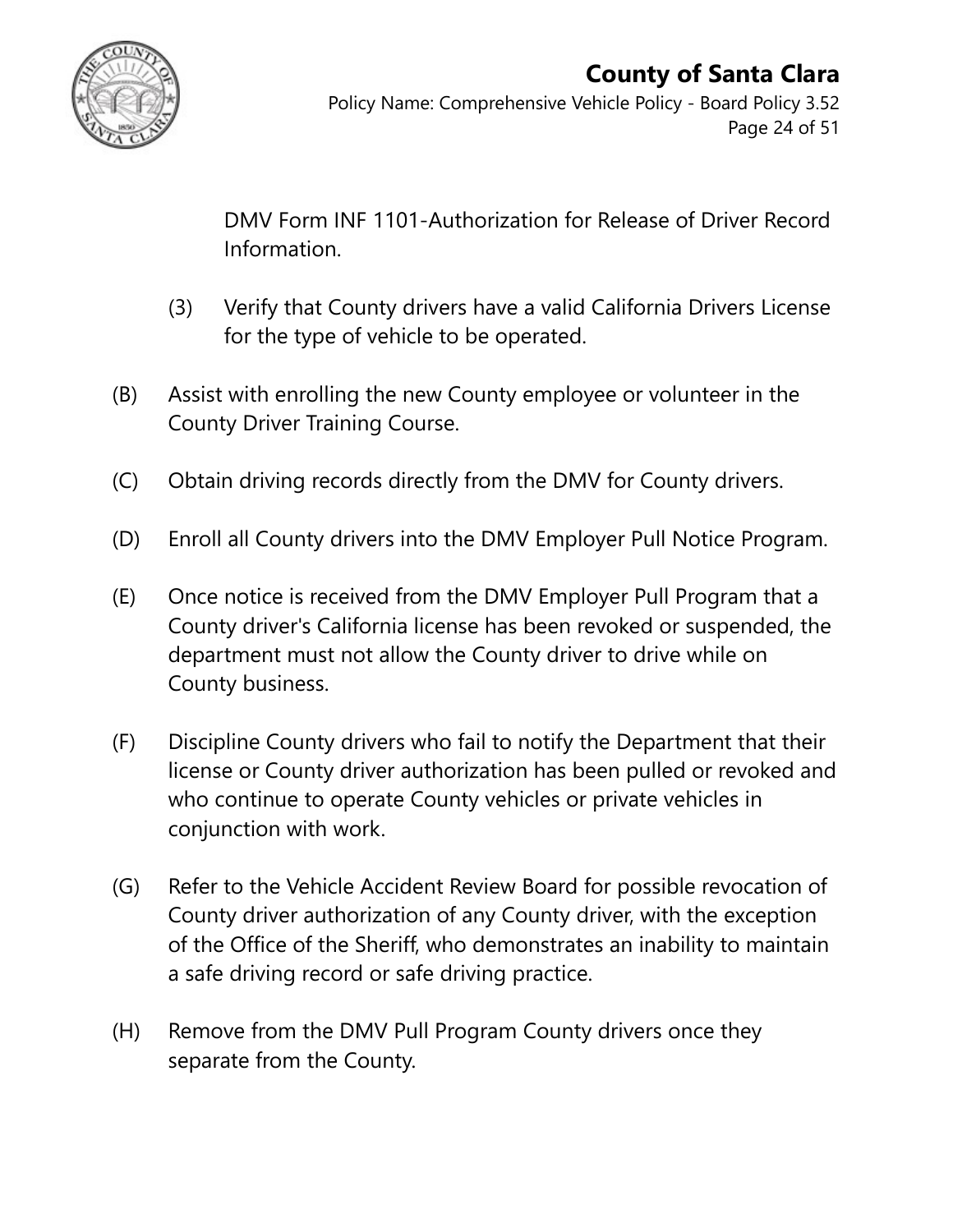DMV Form INF 1101-Authorization for Release of Driver Record Information.

(3) Verify that County drivers have a valid California Drivers License for the type of vehicle to be operated.

(B) Assist with enrolling the new County employee or volunteer in the County Driver Training Course.

(C) Obtain driving records directly from the DMV for County drivers.

(D) Enroll all County drivers into the DMV Employer Pull Notice Program.

(E) Once notice is received from the DMV Employer Pull Program that a County driver's California license has been revoked or suspended, the department must not allow the County driver to drive while on County business.

(F) Discipline County drivers who fail to notify the Department that their license or County driver authorization has been pulled or revoked and who continue to operate County vehicles or private vehicles in conjunction with work.

(G) Refer to the Vehicle Accident Review Board for possible revocation of County driver authorization of any County driver, with the exception of the Office of the Sheriff, who demonstrates an inability to maintain a safe driving record or safe driving practice.

(H) Remove from the DMV Pull Program County drivers once they separate from the County.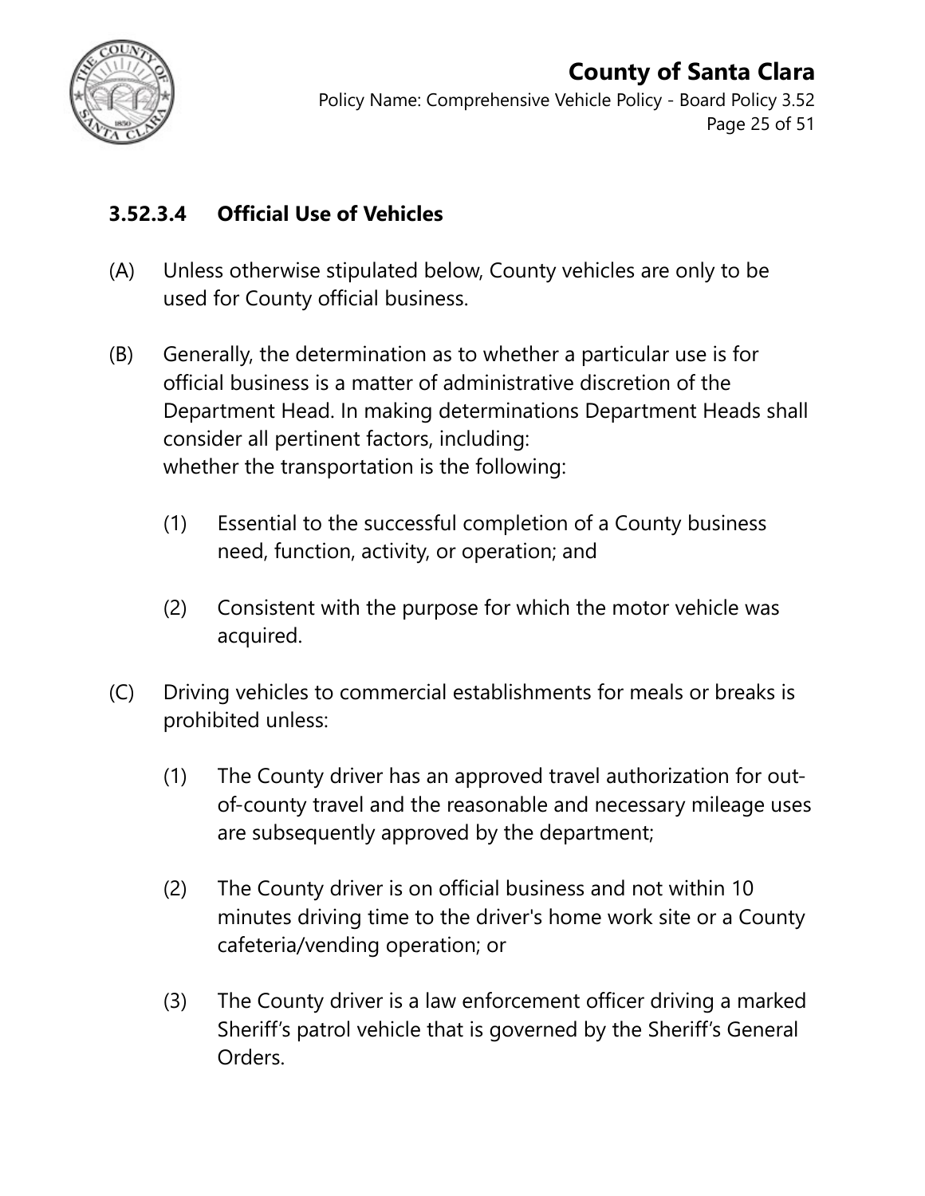### 3.52.3.4 Official Use of Vehicles

(A) Unless otherwise stipulated below, County vehicles are only to be used for County official business.

(B) Generally, the determination as to whether a particular use is for official business is a matter of administrative discretion of the Department Head. In making determinations Department Heads shall consider all pertinent factors, including:
whether the transportation is the following:

(1) Essential to the successful completion of a County business need, function, activity, or operation; and

(2) Consistent with the purpose for which the motor vehicle was acquired.

(C) Driving vehicles to commercial establishments for meals or breaks is prohibited unless:

(1) The County driver has an approved travel authorization for out-of-county travel and the reasonable and necessary mileage uses are subsequently approved by the department;

(2) The County driver is on official business and not within 10 minutes driving time to the driver's home work site or a County cafeteria/vending operation; or

(3) The County driver is a law enforcement officer driving a marked Sheriff's patrol vehicle that is governed by the Sheriff's General Orders.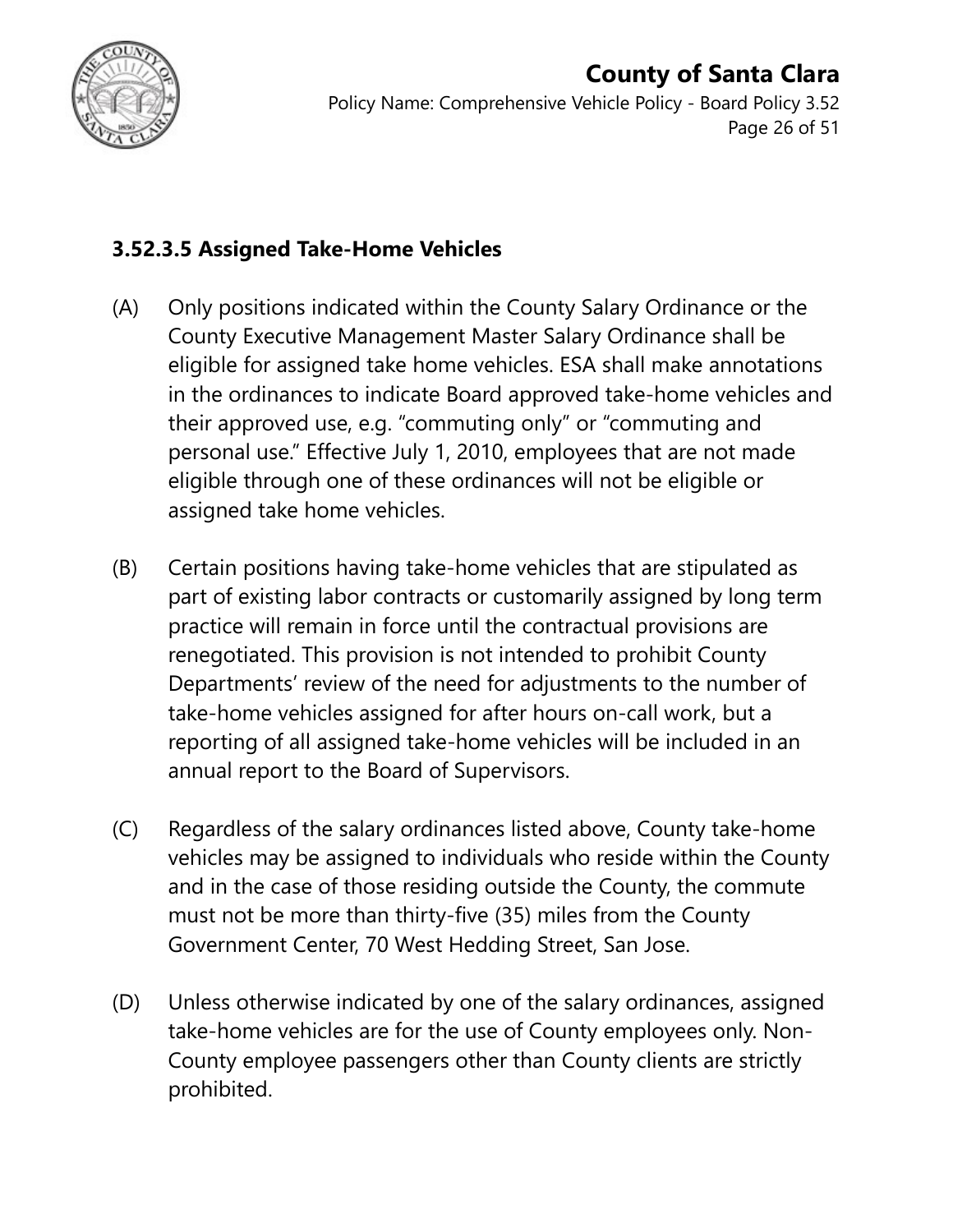### 3.52.3.5 Assigned Take-Home Vehicles

(A) Only positions indicated within the County Salary Ordinance or the County Executive Management Master Salary Ordinance shall be eligible for assigned take home vehicles. ESA shall make annotations in the ordinances to indicate Board approved take-home vehicles and their approved use, e.g. "commuting only" or "commuting and personal use." Effective July 1, 2010, employees that are not made eligible through one of these ordinances will not be eligible or assigned take home vehicles.

(B) Certain positions having take-home vehicles that are stipulated as part of existing labor contracts or customarily assigned by long term practice will remain in force until the contractual provisions are renegotiated. This provision is not intended to prohibit County Departments' review of the need for adjustments to the number of take-home vehicles assigned for after hours on-call work, but a reporting of all assigned take-home vehicles will be included in an annual report to the Board of Supervisors.

(C) Regardless of the salary ordinances listed above, County take-home vehicles may be assigned to individuals who reside within the County and in the case of those residing outside the County, the commute must not be more than thirty-five (35) miles from the County Government Center, 70 West Hedding Street, San Jose.

(D) Unless otherwise indicated by one of the salary ordinances, assigned take-home vehicles are for the use of County employees only. Non-County employee passengers other than County clients are strictly prohibited.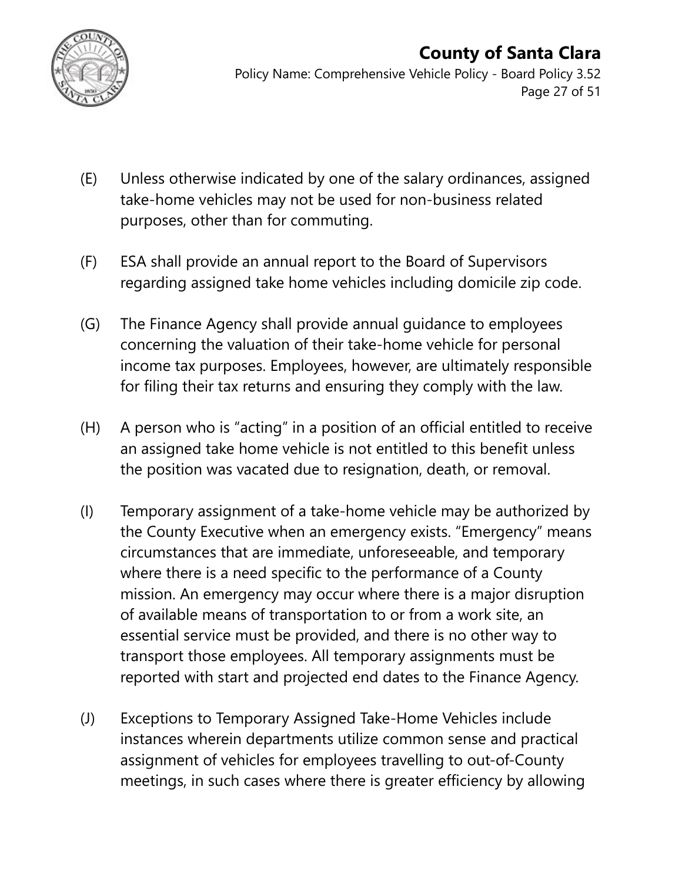(E) Unless otherwise indicated by one of the salary ordinances, assigned take-home vehicles may not be used for non-business related purposes, other than for commuting.

(F) ESA shall provide an annual report to the Board of Supervisors regarding assigned take home vehicles including domicile zip code.

(G) The Finance Agency shall provide annual guidance to employees concerning the valuation of their take-home vehicle for personal income tax purposes. Employees, however, are ultimately responsible for filing their tax returns and ensuring they comply with the law.

(H) A person who is "acting" in a position of an official entitled to receive an assigned take home vehicle is not entitled to this benefit unless the position was vacated due to resignation, death, or removal.

(I) Temporary assignment of a take-home vehicle may be authorized by the County Executive when an emergency exists. "Emergency" means circumstances that are immediate, unforeseeable, and temporary where there is a need specific to the performance of a County mission. An emergency may occur where there is a major disruption of available means of transportation to or from a work site, an essential service must be provided, and there is no other way to transport those employees. All temporary assignments must be reported with start and projected end dates to the Finance Agency.

(J) Exceptions to Temporary Assigned Take-Home Vehicles include instances wherein departments utilize common sense and practical assignment of vehicles for employees travelling to out-of-County meetings, in such cases where there is greater efficiency by allowing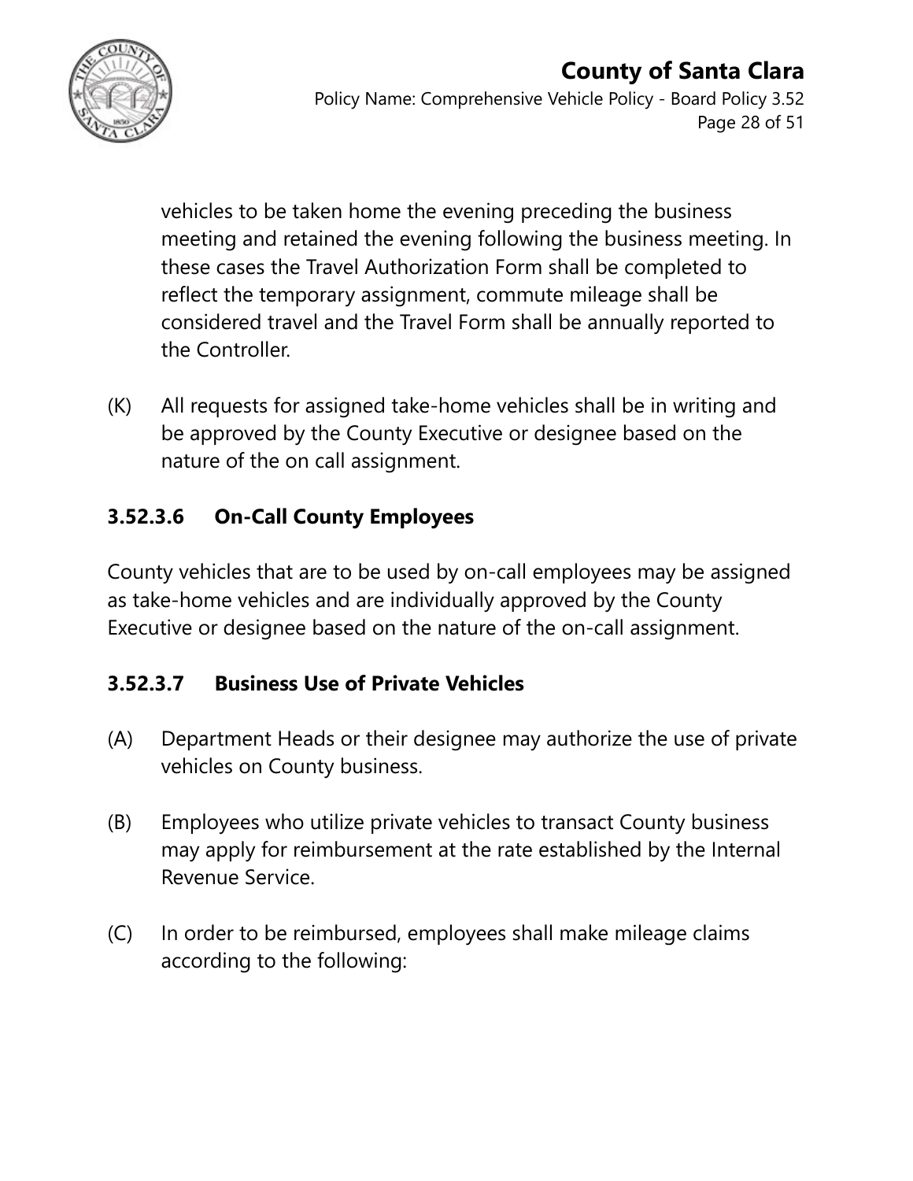vehicles to be taken home the evening preceding the business meeting and retained the evening following the business meeting. In these cases the Travel Authorization Form shall be completed to reflect the temporary assignment, commute mileage shall be considered travel and the Travel Form shall be annually reported to the Controller.

(K) All requests for assigned take-home vehicles shall be in writing and be approved by the County Executive or designee based on the nature of the on call assignment.

### 3.52.3.6 On-Call County Employees

County vehicles that are to be used by on-call employees may be assigned as take-home vehicles and are individually approved by the County Executive or designee based on the nature of the on-call assignment.

### 3.52.3.7 Business Use of Private Vehicles

(A) Department Heads or their designee may authorize the use of private vehicles on County business.

(B) Employees who utilize private vehicles to transact County business may apply for reimbursement at the rate established by the Internal Revenue Service.

(C) In order to be reimbursed, employees shall make mileage claims according to the following: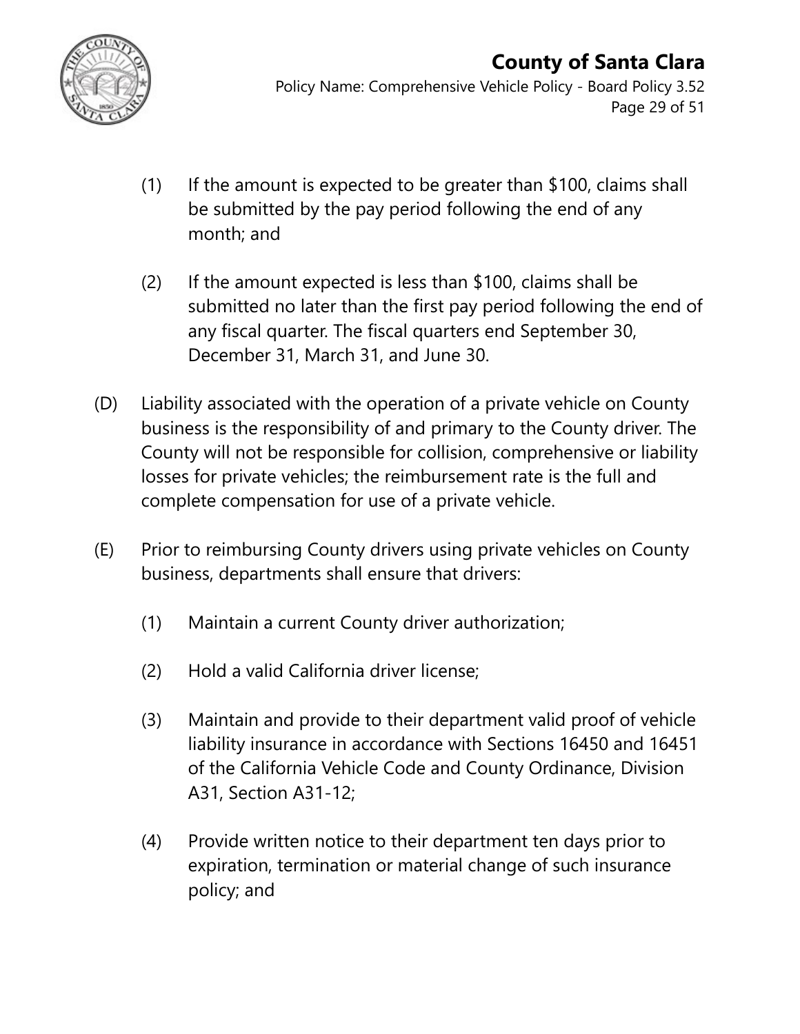(1) If the amount is expected to be greater than $100, claims shall be submitted by the pay period following the end of any month; and

(2) If the amount expected is less than $100, claims shall be submitted no later than the first pay period following the end of any fiscal quarter. The fiscal quarters end September 30, December 31, March 31, and June 30.

(D) Liability associated with the operation of a private vehicle on County business is the responsibility of and primary to the County driver. The County will not be responsible for collision, comprehensive or liability losses for private vehicles; the reimbursement rate is the full and complete compensation for use of a private vehicle.

(E) Prior to reimbursing County drivers using private vehicles on County business, departments shall ensure that drivers:

(1) Maintain a current County driver authorization;

(2) Hold a valid California driver license;

(3) Maintain and provide to their department valid proof of vehicle liability insurance in accordance with Sections 16450 and 16451 of the California Vehicle Code and County Ordinance, Division A31, Section A31-12;

(4) Provide written notice to their department ten days prior to expiration, termination or material change of such insurance policy; and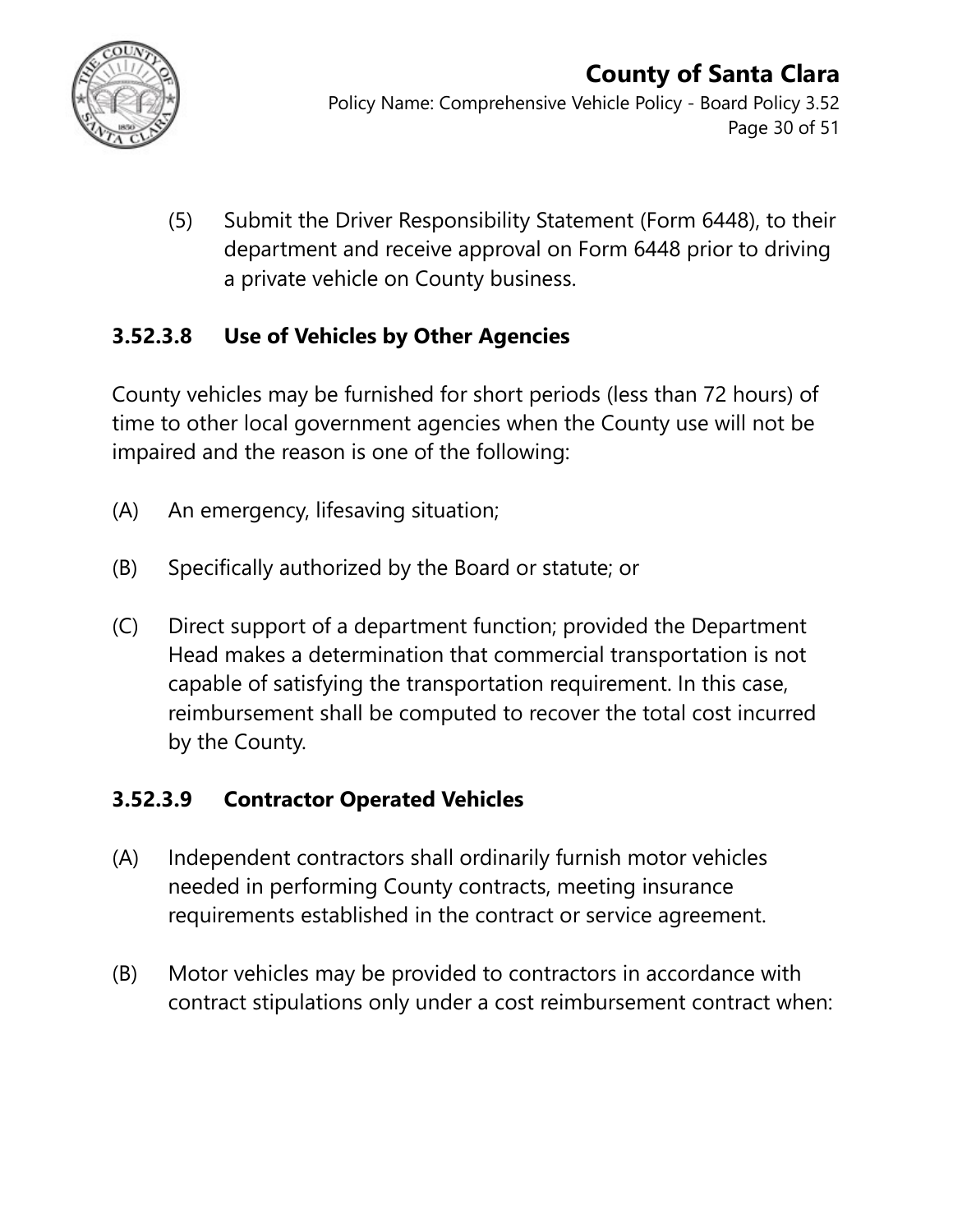(5) Submit the Driver Responsibility Statement (Form 6448), to their department and receive approval on Form 6448 prior to driving a private vehicle on County business.

### 3.52.3.8 Use of Vehicles by Other Agencies

County vehicles may be furnished for short periods (less than 72 hours) of time to other local government agencies when the County use will not be impaired and the reason is one of the following:

(A) An emergency, lifesaving situation;

(B) Specifically authorized by the Board or statute; or

(C) Direct support of a department function; provided the Department Head makes a determination that commercial transportation is not capable of satisfying the transportation requirement. In this case, reimbursement shall be computed to recover the total cost incurred by the County.

### 3.52.3.9 Contractor Operated Vehicles

(A) Independent contractors shall ordinarily furnish motor vehicles needed in performing County contracts, meeting insurance requirements established in the contract or service agreement.

(B) Motor vehicles may be provided to contractors in accordance with contract stipulations only under a cost reimbursement contract when: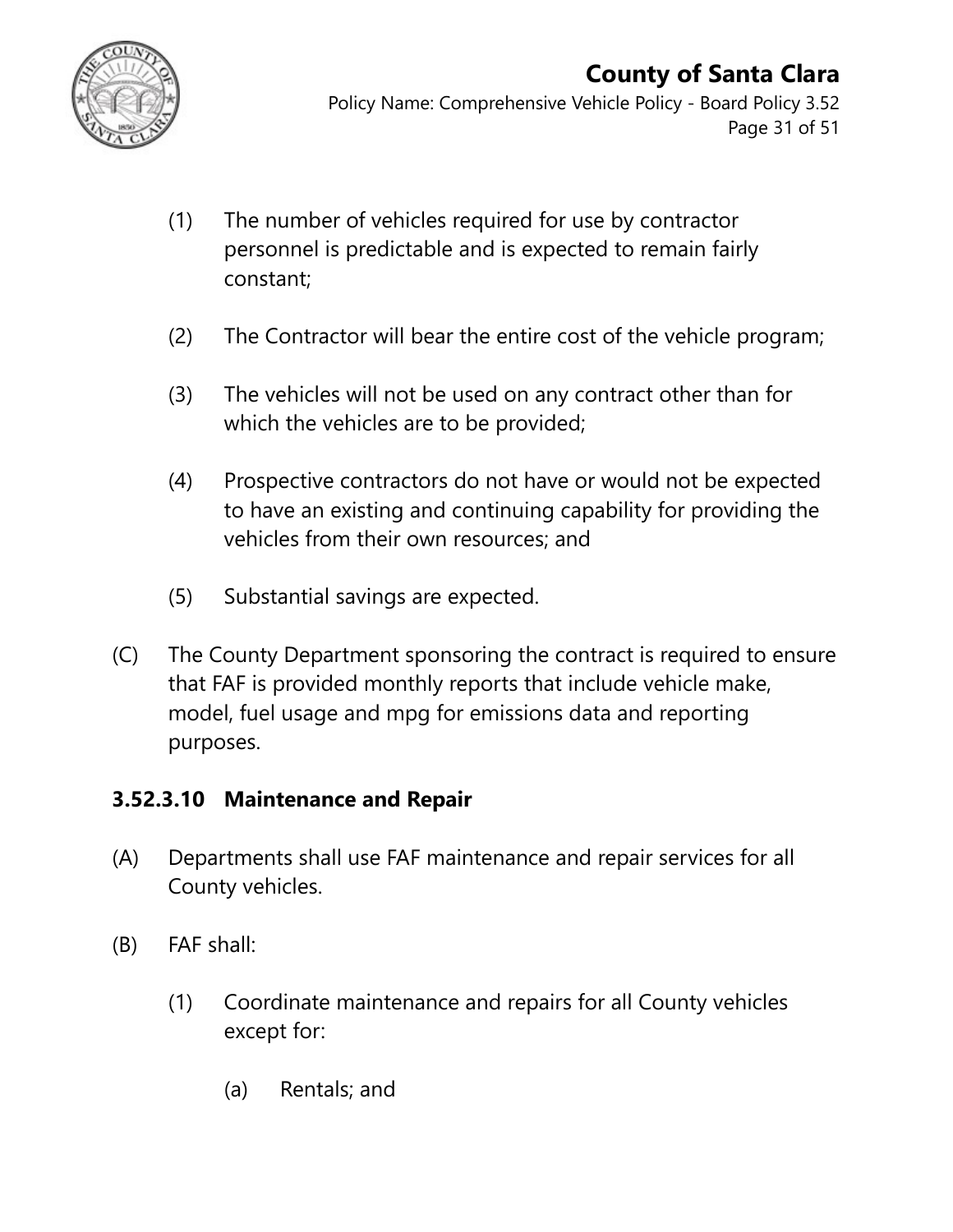(1) The number of vehicles required for use by contractor personnel is predictable and is expected to remain fairly constant;

(2) The Contractor will bear the entire cost of the vehicle program;

(3) The vehicles will not be used on any contract other than for which the vehicles are to be provided;

(4) Prospective contractors do not have or would not be expected to have an existing and continuing capability for providing the vehicles from their own resources; and

(5) Substantial savings are expected.

(C) The County Department sponsoring the contract is required to ensure that FAF is provided monthly reports that include vehicle make, model, fuel usage and mpg for emissions data and reporting purposes.

### 3.52.3.10 Maintenance and Repair

(A) Departments shall use FAF maintenance and repair services for all County vehicles.

(B) FAF shall:

(1) Coordinate maintenance and repairs for all County vehicles except for:

(a) Rentals; and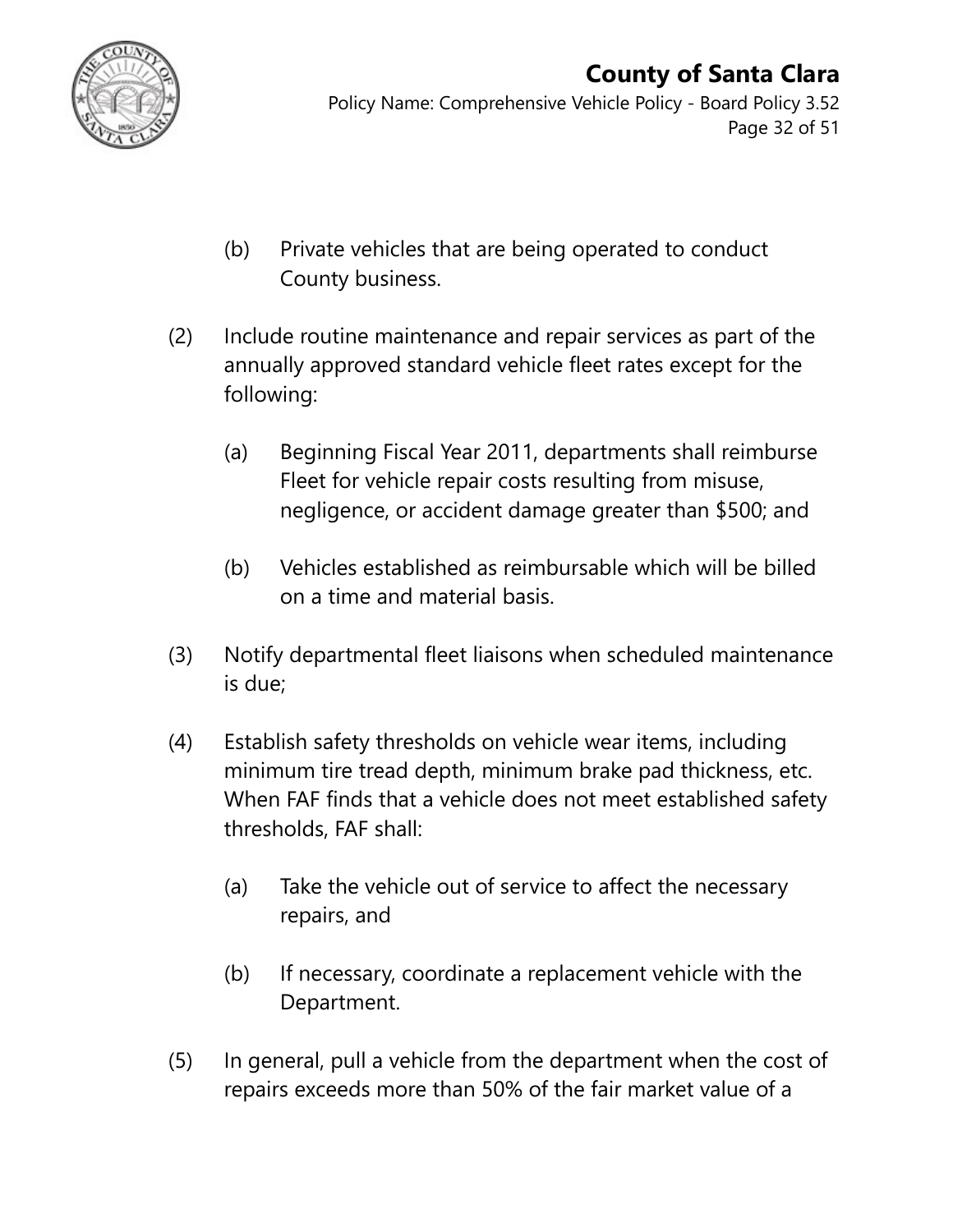(b) Private vehicles that are being operated to conduct County business.

(2) Include routine maintenance and repair services as part of the annually approved standard vehicle fleet rates except for the following:

   (a) Beginning Fiscal Year 2011, departments shall reimburse Fleet for vehicle repair costs resulting from misuse, negligence, or accident damage greater than $500; and

   (b) Vehicles established as reimbursable which will be billed on a time and material basis.

(3) Notify departmental fleet liaisons when scheduled maintenance is due;

(4) Establish safety thresholds on vehicle wear items, including minimum tire tread depth, minimum brake pad thickness, etc. When FAF finds that a vehicle does not meet established safety thresholds, FAF shall:

   (a) Take the vehicle out of service to affect the necessary repairs, and

   (b) If necessary, coordinate a replacement vehicle with the Department.

(5) In general, pull a vehicle from the department when the cost of repairs exceeds more than 50% of the fair market value of a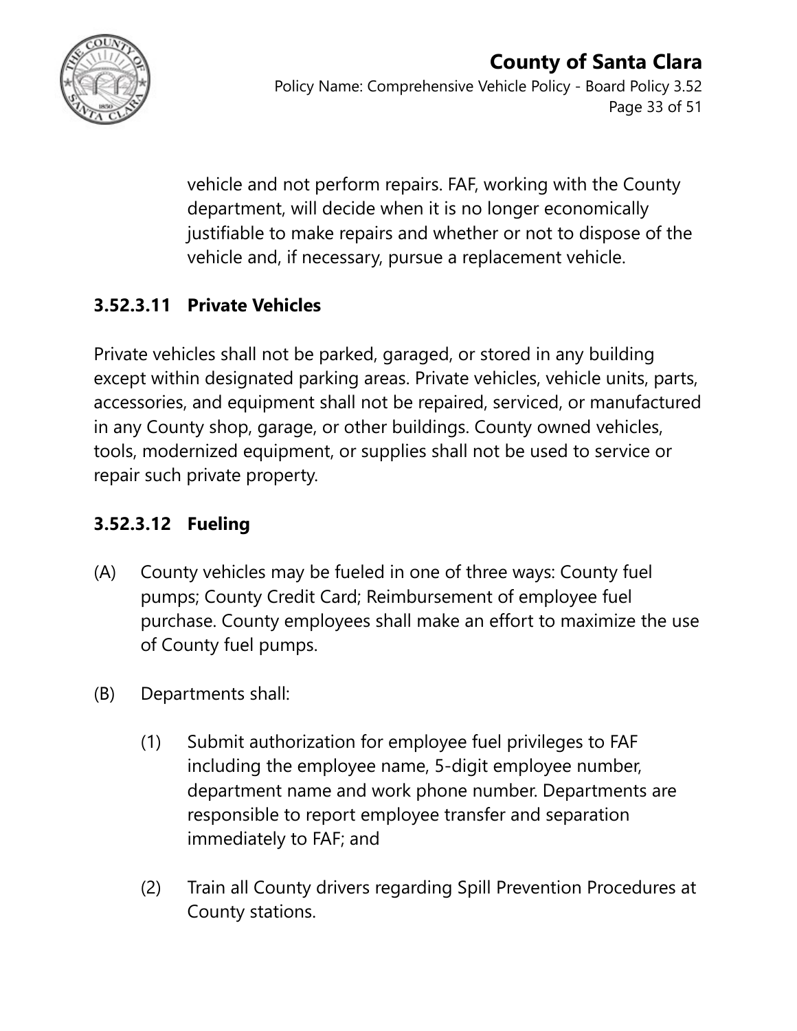vehicle and not perform repairs. FAF, working with the County department, will decide when it is no longer economically justifiable to make repairs and whether or not to dispose of the vehicle and, if necessary, pursue a replacement vehicle.

### 3.52.3.11 Private Vehicles

Private vehicles shall not be parked, garaged, or stored in any building except within designated parking areas. Private vehicles, vehicle units, parts, accessories, and equipment shall not be repaired, serviced, or manufactured in any County shop, garage, or other buildings. County owned vehicles, tools, modernized equipment, or supplies shall not be used to service or repair such private property.

### 3.52.3.12 Fueling

(A) County vehicles may be fueled in one of three ways: County fuel pumps; County Credit Card; Reimbursement of employee fuel purchase. County employees shall make an effort to maximize the use of County fuel pumps.

(B) Departments shall:

  (1) Submit authorization for employee fuel privileges to FAF including the employee name, 5-digit employee number, department name and work phone number. Departments are responsible to report employee transfer and separation immediately to FAF; and

  (2) Train all County drivers regarding Spill Prevention Procedures at County stations.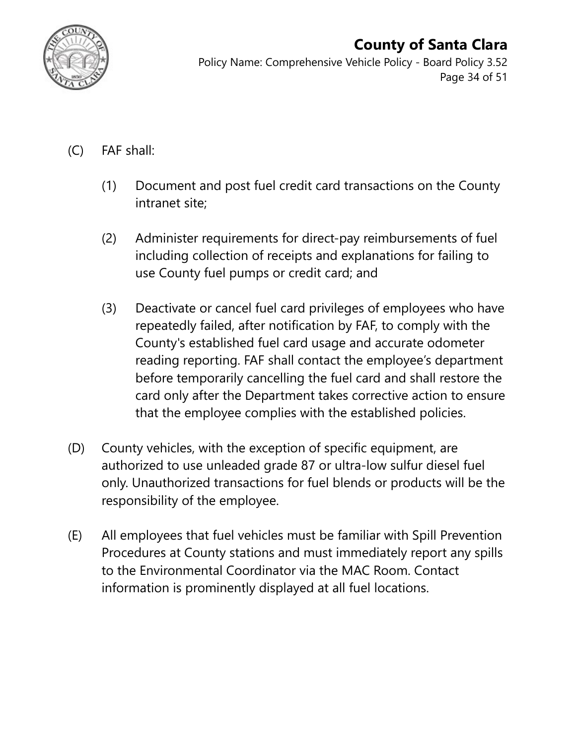(C) FAF shall:

   (1) Document and post fuel credit card transactions on the County intranet site;

   (2) Administer requirements for direct-pay reimbursements of fuel including collection of receipts and explanations for failing to use County fuel pumps or credit card; and

   (3) Deactivate or cancel fuel card privileges of employees who have repeatedly failed, after notification by FAF, to comply with the County's established fuel card usage and accurate odometer reading reporting. FAF shall contact the employee’s department before temporarily cancelling the fuel card and shall restore the card only after the Department takes corrective action to ensure that the employee complies with the established policies.

(D) County vehicles, with the exception of specific equipment, are authorized to use unleaded grade 87 or ultra-low sulfur diesel fuel only. Unauthorized transactions for fuel blends or products will be the responsibility of the employee.

(E) All employees that fuel vehicles must be familiar with Spill Prevention Procedures at County stations and must immediately report any spills to the Environmental Coordinator via the MAC Room. Contact information is prominently displayed at all fuel locations.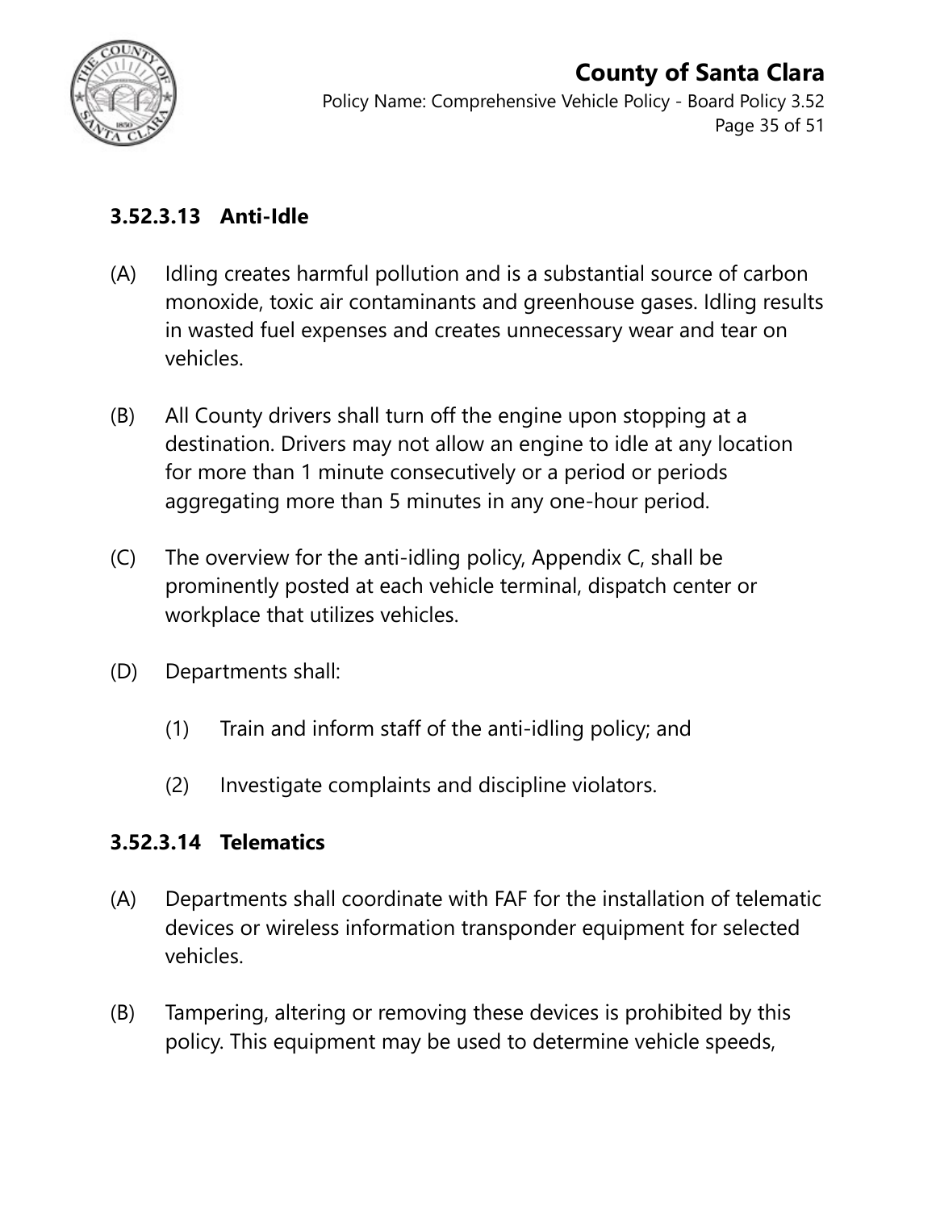### 3.52.3.13 Anti-Idle

(A) Idling creates harmful pollution and is a substantial source of carbon monoxide, toxic air contaminants and greenhouse gases. Idling results in wasted fuel expenses and creates unnecessary wear and tear on vehicles.

(B) All County drivers shall turn off the engine upon stopping at a destination. Drivers may not allow an engine to idle at any location for more than 1 minute consecutively or a period or periods aggregating more than 5 minutes in any one-hour period.

(C) The overview for the anti-idling policy, Appendix C, shall be prominently posted at each vehicle terminal, dispatch center or workplace that utilizes vehicles.

(D) Departments shall:

  (1) Train and inform staff of the anti-idling policy; and

  (2) Investigate complaints and discipline violators.

### 3.52.3.14 Telematics

(A) Departments shall coordinate with FAF for the installation of telematic devices or wireless information transponder equipment for selected vehicles.

(B) Tampering, altering or removing these devices is prohibited by this policy. This equipment may be used to determine vehicle speeds,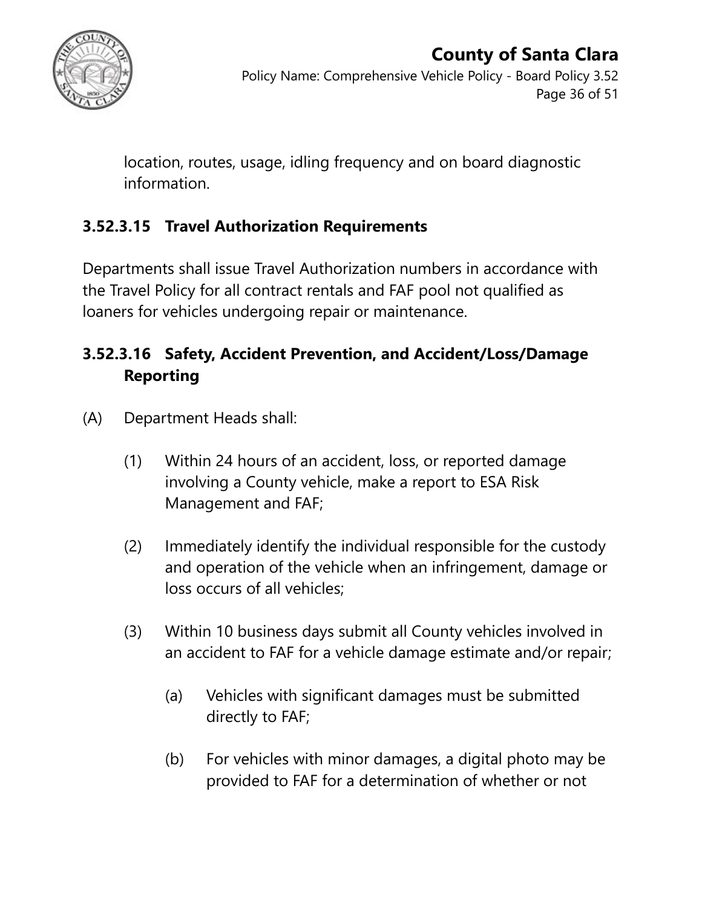location, routes, usage, idling frequency and on board diagnostic information.

### 3.52.3.15 Travel Authorization Requirements

Departments shall issue Travel Authorization numbers in accordance with the Travel Policy for all contract rentals and FAF pool not qualified as loaners for vehicles undergoing repair or maintenance.

### 3.52.3.16 Safety, Accident Prevention, and Accident/Loss/Damage Reporting

(A) Department Heads shall:

(1) Within 24 hours of an accident, loss, or reported damage involving a County vehicle, make a report to ESA Risk Management and FAF;

(2) Immediately identify the individual responsible for the custody and operation of the vehicle when an infringement, damage or loss occurs of all vehicles;

(3) Within 10 business days submit all County vehicles involved in an accident to FAF for a vehicle damage estimate and/or repair;

(a) Vehicles with significant damages must be submitted directly to FAF;

(b) For vehicles with minor damages, a digital photo may be provided to FAF for a determination of whether or not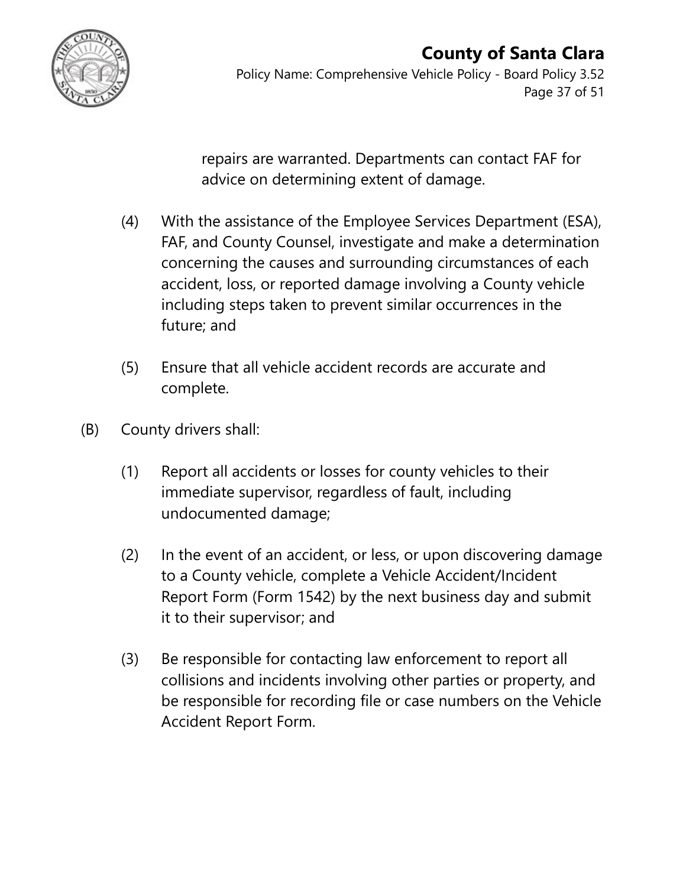repairs are warranted. Departments can contact FAF for advice on determining extent of damage.

(4) With the assistance of the Employee Services Department (ESA), FAF, and County Counsel, investigate and make a determination concerning the causes and surrounding circumstances of each accident, loss, or reported damage involving a County vehicle including steps taken to prevent similar occurrences in the future; and

(5) Ensure that all vehicle accident records are accurate and complete.

(B) County drivers shall:

(1) Report all accidents or losses for county vehicles to their immediate supervisor, regardless of fault, including undocumented damage;

(2) In the event of an accident, or less, or upon discovering damage to a County vehicle, complete a Vehicle Accident/Incident Report Form (Form 1542) by the next business day and submit it to their supervisor; and

(3) Be responsible for contacting law enforcement to report all collisions and incidents involving other parties or property, and be responsible for recording file or case numbers on the Vehicle Accident Report Form.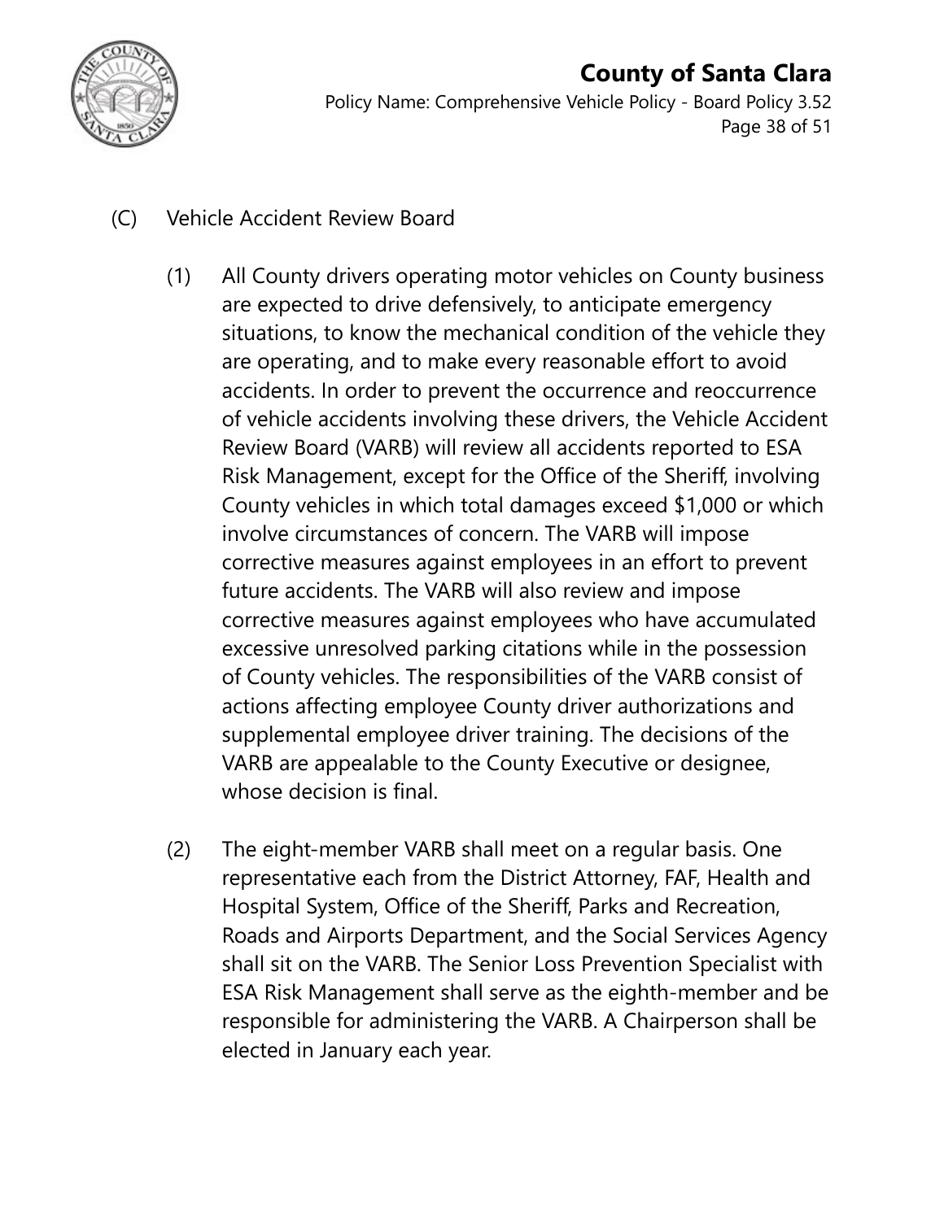(C) Vehicle Accident Review Board

(1) All County drivers operating motor vehicles on County business are expected to drive defensively, to anticipate emergency situations, to know the mechanical condition of the vehicle they are operating, and to make every reasonable effort to avoid accidents. In order to prevent the occurrence and reoccurrence of vehicle accidents involving these drivers, the Vehicle Accident Review Board (VARB) will review all accidents reported to ESA Risk Management, except for the Office of the Sheriff, involving County vehicles in which total damages exceed $1,000 or which involve circumstances of concern. The VARB will impose corrective measures against employees in an effort to prevent future accidents. The VARB will also review and impose corrective measures against employees who have accumulated excessive unresolved parking citations while in the possession of County vehicles. The responsibilities of the VARB consist of actions affecting employee County driver authorizations and supplemental employee driver training. The decisions of the VARB are appealable to the County Executive or designee, whose decision is final.

(2) The eight-member VARB shall meet on a regular basis. One representative each from the District Attorney, FAF, Health and Hospital System, Office of the Sheriff, Parks and Recreation, Roads and Airports Department, and the Social Services Agency shall sit on the VARB. The Senior Loss Prevention Specialist with ESA Risk Management shall serve as the eighth-member and be responsible for administering the VARB. A Chairperson shall be elected in January each year.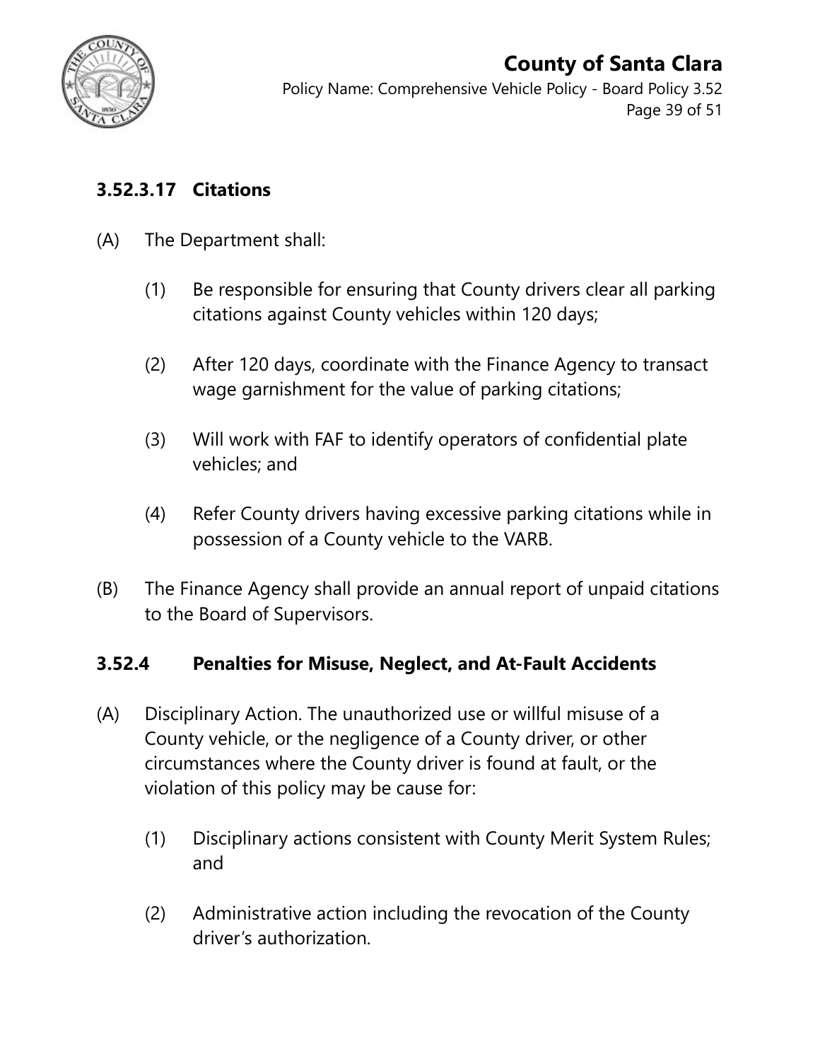### 3.52.3.17 Citations

(A) The Department shall:

   (1) Be responsible for ensuring that County drivers clear all parking citations against County vehicles within 120 days;

   (2) After 120 days, coordinate with the Finance Agency to transact wage garnishment for the value of parking citations;

   (3) Will work with FAF to identify operators of confidential plate vehicles; and

   (4) Refer County drivers having excessive parking citations while in possession of a County vehicle to the VARB.

(B) The Finance Agency shall provide an annual report of unpaid citations to the Board of Supervisors.

## 3.52.4 Penalties for Misuse, Neglect, and At-Fault Accidents

(A) Disciplinary Action. The unauthorized use or willful misuse of a County vehicle, or the negligence of a County driver, or other circumstances where the County driver is found at fault, or the violation of this policy may be cause for:

   (1) Disciplinary actions consistent with County Merit System Rules; and

   (2) Administrative action including the revocation of the County driver's authorization.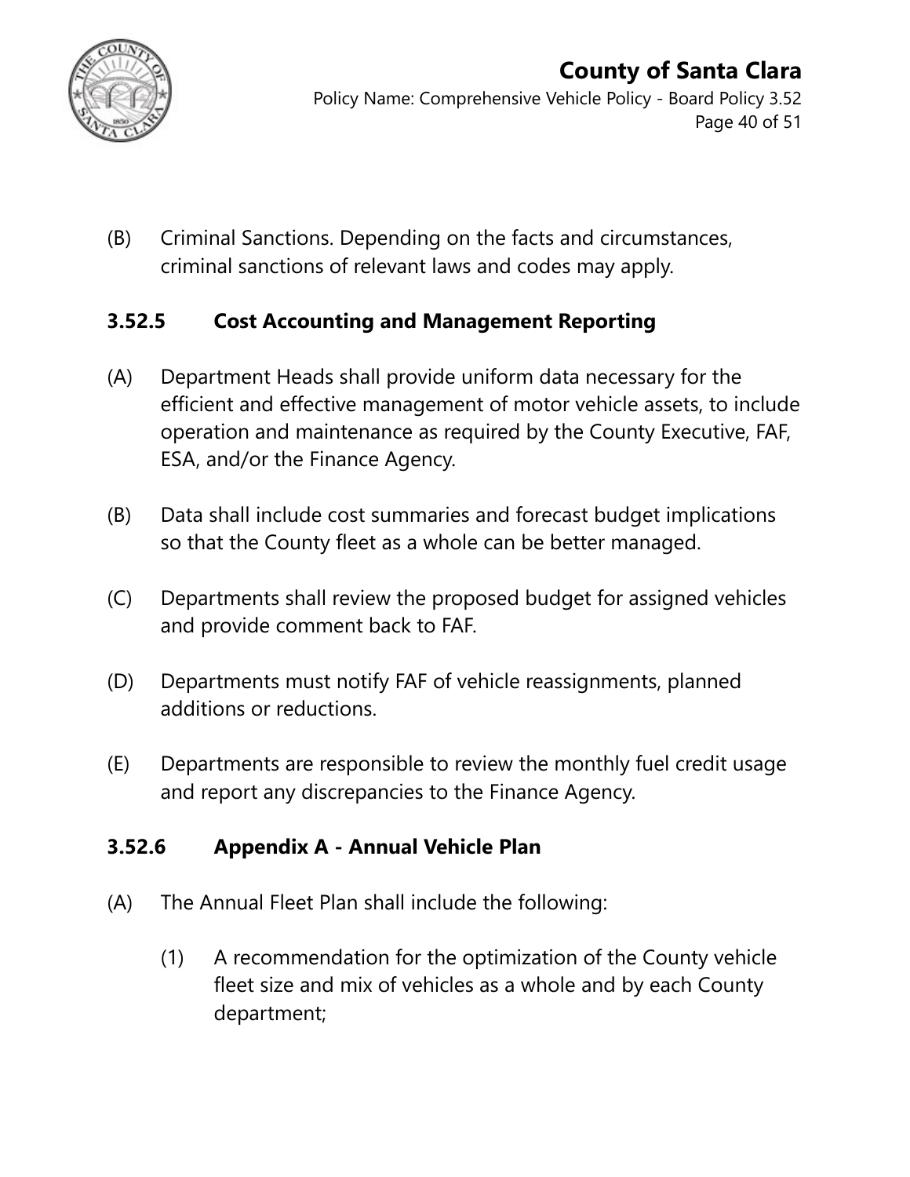(B) Criminal Sanctions. Depending on the facts and circumstances, criminal sanctions of relevant laws and codes may apply.

### 3.52.5 Cost Accounting and Management Reporting

(A) Department Heads shall provide uniform data necessary for the efficient and effective management of motor vehicle assets, to include operation and maintenance as required by the County Executive, FAF, ESA, and/or the Finance Agency.

(B) Data shall include cost summaries and forecast budget implications so that the County fleet as a whole can be better managed.

(C) Departments shall review the proposed budget for assigned vehicles and provide comment back to FAF.

(D) Departments must notify FAF of vehicle reassignments, planned additions or reductions.

(E) Departments are responsible to review the monthly fuel credit usage and report any discrepancies to the Finance Agency.

### 3.52.6 Appendix A - Annual Vehicle Plan

(A) The Annual Fleet Plan shall include the following:

  (1) A recommendation for the optimization of the County vehicle fleet size and mix of vehicles as a whole and by each County department;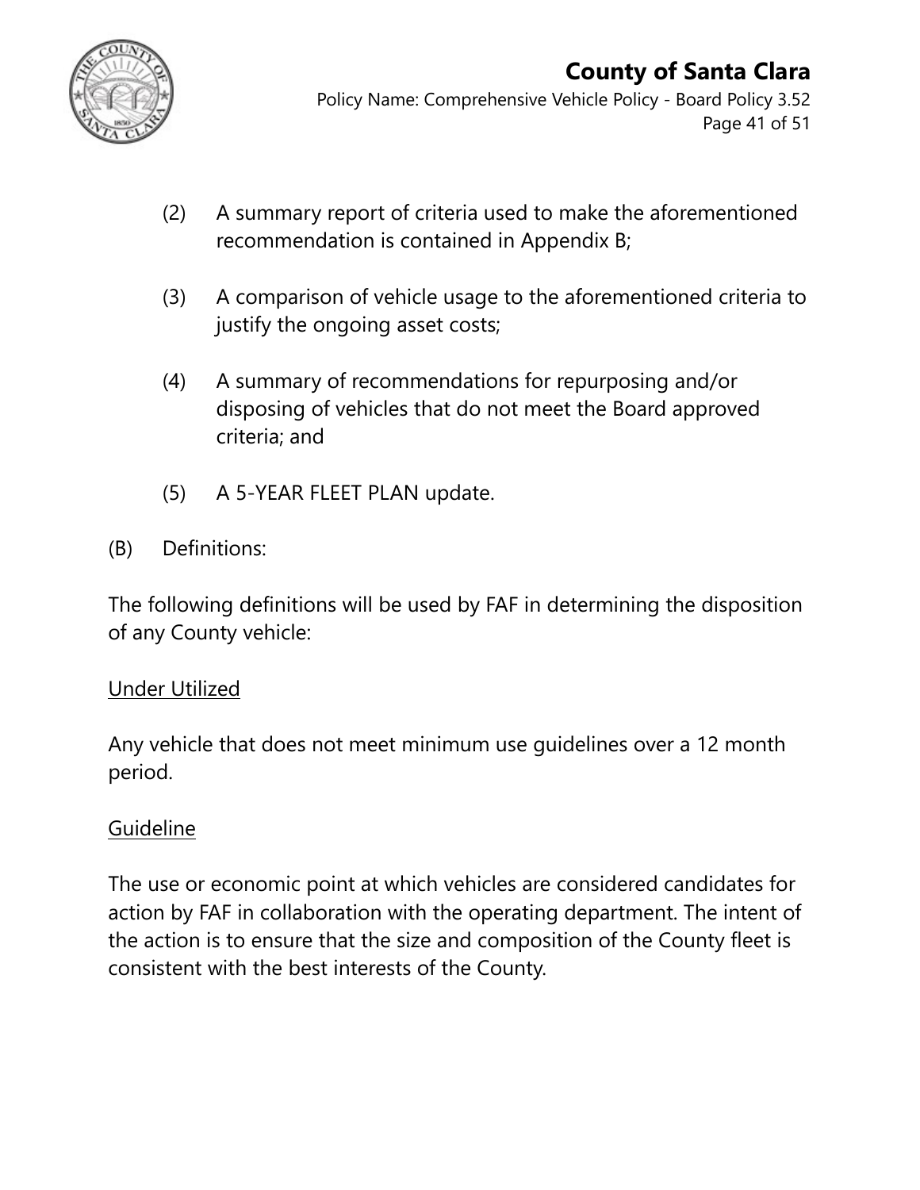(2) A summary report of criteria used to make the aforementioned recommendation is contained in Appendix B;

(3) A comparison of vehicle usage to the aforementioned criteria to justify the ongoing asset costs;

(4) A summary of recommendations for repurposing and/or disposing of vehicles that do not meet the Board approved criteria; and

(5) A 5-YEAR FLEET PLAN update.

(B) Definitions:

The following definitions will be used by FAF in determining the disposition of any County vehicle:

<u>Under Utilized</u>

Any vehicle that does not meet minimum use guidelines over a 12 month period.

<u>Guideline</u>

The use or economic point at which vehicles are considered candidates for action by FAF in collaboration with the operating department. The intent of the action is to ensure that the size and composition of the County fleet is consistent with the best interests of the County.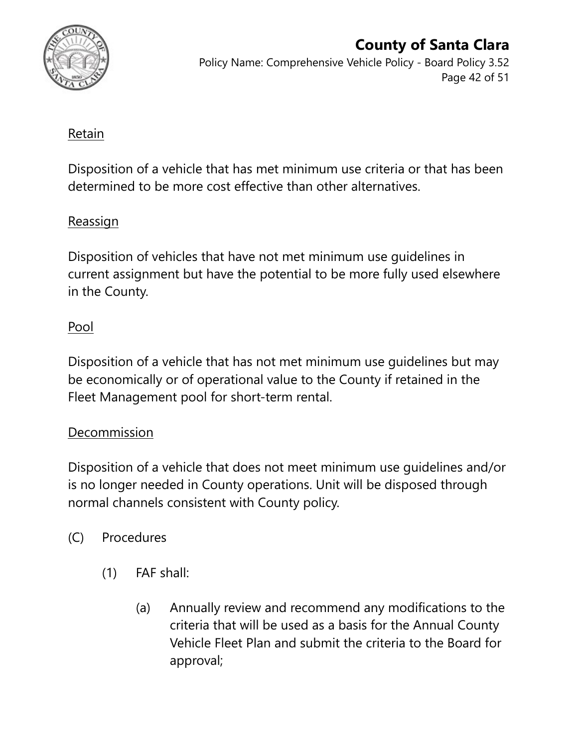Retain

Disposition of a vehicle that has met minimum use criteria or that has been determined to be more cost effective than other alternatives.

Reassign

Disposition of vehicles that have not met minimum use guidelines in current assignment but have the potential to be more fully used elsewhere in the County.

Pool

Disposition of a vehicle that has not met minimum use guidelines but may be economically or of operational value to the County if retained in the Fleet Management pool for short-term rental.

Decommission

Disposition of a vehicle that does not meet minimum use guidelines and/or is no longer needed in County operations. Unit will be disposed through normal channels consistent with County policy.

(C) Procedures

(1) FAF shall:

(a) Annually review and recommend any modifications to the criteria that will be used as a basis for the Annual County Vehicle Fleet Plan and submit the criteria to the Board for approval;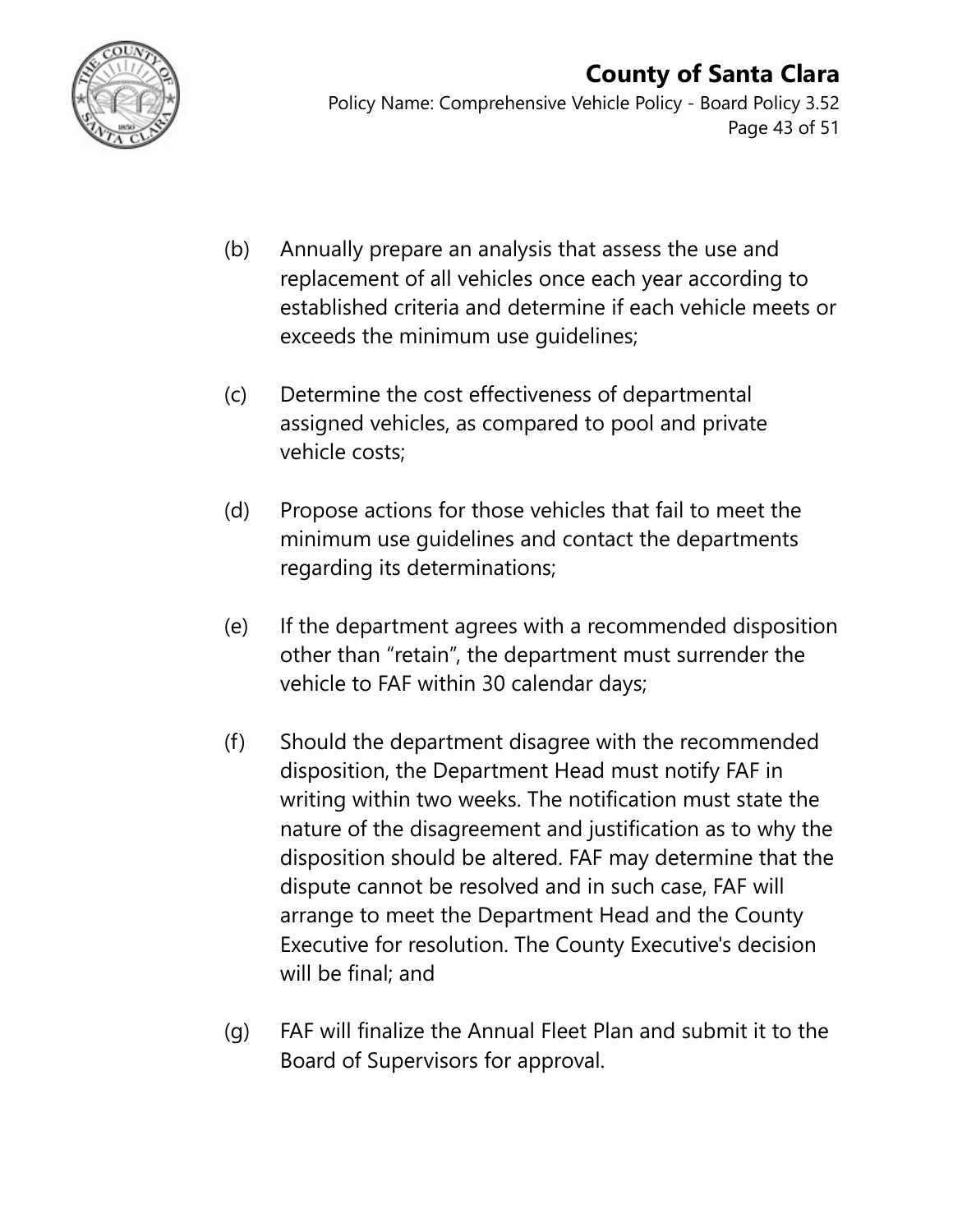(b) Annually prepare an analysis that assess the use and replacement of all vehicles once each year according to established criteria and determine if each vehicle meets or exceeds the minimum use guidelines;

(c) Determine the cost effectiveness of departmental assigned vehicles, as compared to pool and private vehicle costs;

(d) Propose actions for those vehicles that fail to meet the minimum use guidelines and contact the departments regarding its determinations;

(e) If the department agrees with a recommended disposition other than "retain", the department must surrender the vehicle to FAF within 30 calendar days;

(f) Should the department disagree with the recommended disposition, the Department Head must notify FAF in writing within two weeks. The notification must state the nature of the disagreement and justification as to why the disposition should be altered. FAF may determine that the dispute cannot be resolved and in such case, FAF will arrange to meet the Department Head and the County Executive for resolution. The County Executive's decision will be final; and

(g) FAF will finalize the Annual Fleet Plan and submit it to the Board of Supervisors for approval.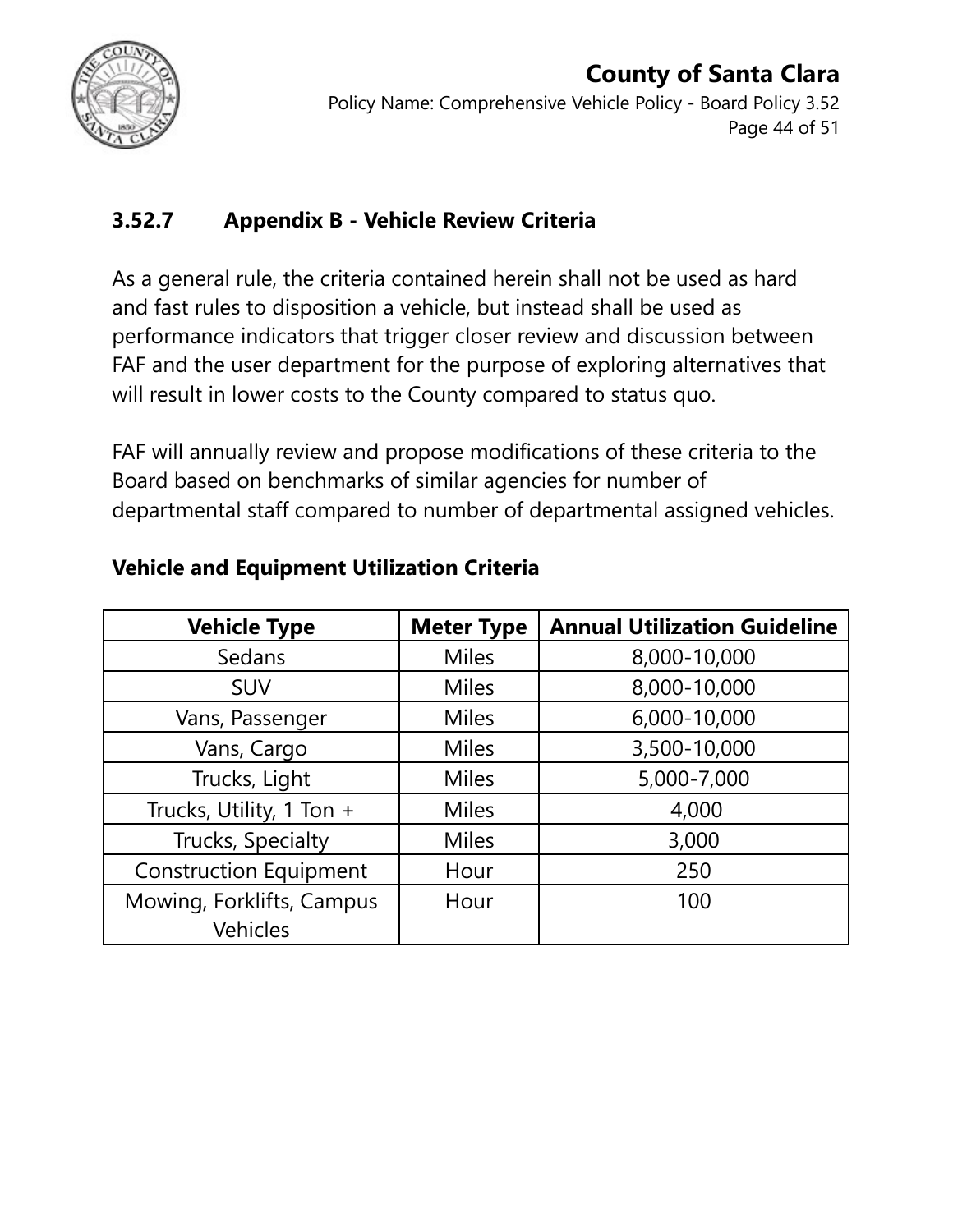## 3.52.7 Appendix B - Vehicle Review Criteria

As a general rule, the criteria contained herein shall not be used as hard and fast rules to disposition a vehicle, but instead shall be used as performance indicators that trigger closer review and discussion between FAF and the user department for the purpose of exploring alternatives that will result in lower costs to the County compared to status quo.

FAF will annually review and propose modifications of these criteria to the Board based on benchmarks of similar agencies for number of departmental staff compared to number of departmental assigned vehicles.

### Vehicle and Equipment Utilization Criteria

| Vehicle Type | Meter Type | Annual Utilization Guideline |
|---|---|---|
| Sedans | Miles | 8,000-10,000 |
| SUV | Miles | 8,000-10,000 |
| Vans, Passenger | Miles | 6,000-10,000 |
| Vans, Cargo | Miles | 3,500-10,000 |
| Trucks, Light | Miles | 5,000-7,000 |
| Trucks, Utility, 1 Ton + | Miles | 4,000 |
| Trucks, Specialty | Miles | 3,000 |
| Construction Equipment | Hour | 250 |
| Mowing, Forklifts, Campus Vehicles | Hour | 100 |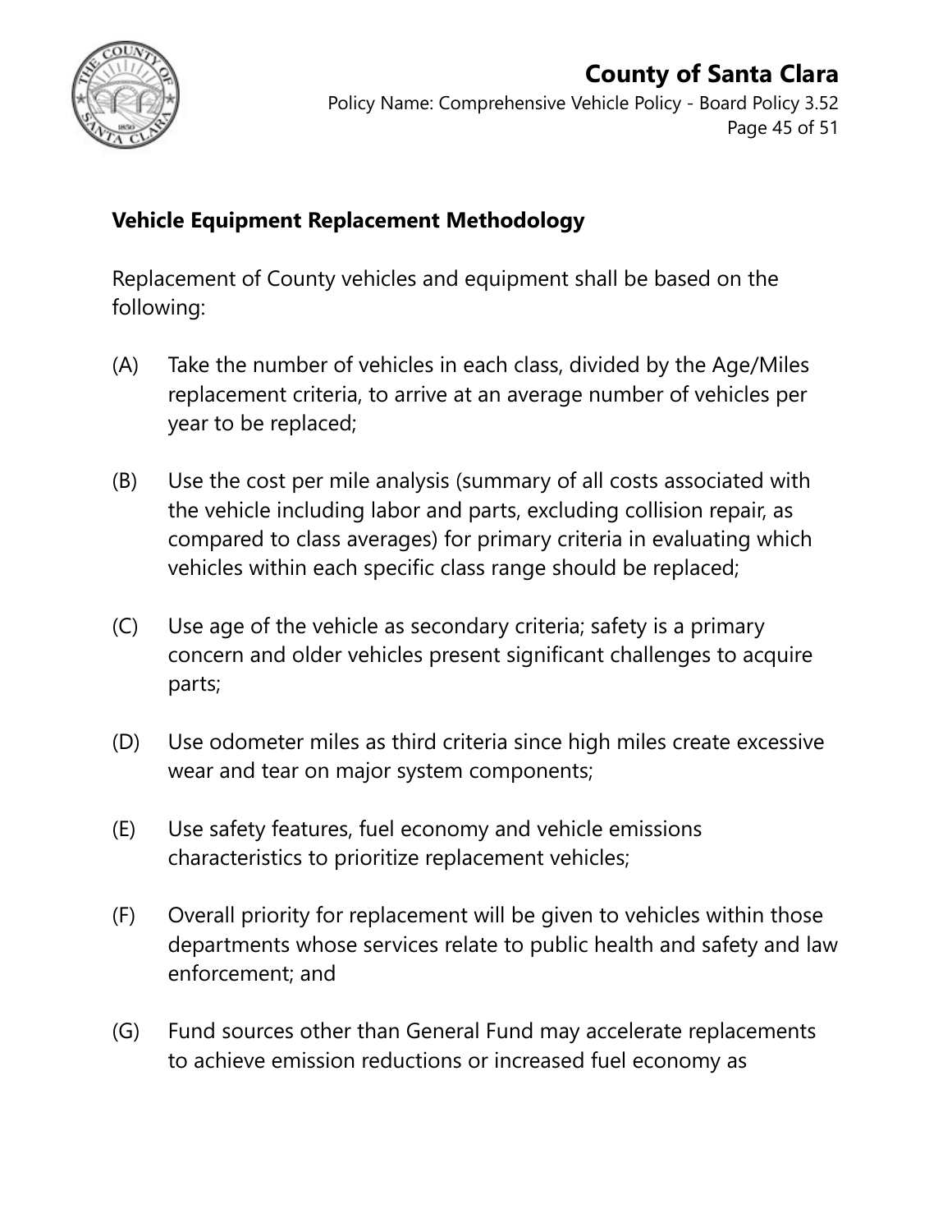**Vehicle Equipment Replacement Methodology**

Replacement of County vehicles and equipment shall be based on the following:

(A) Take the number of vehicles in each class, divided by the Age/Miles replacement criteria, to arrive at an average number of vehicles per year to be replaced;

(B) Use the cost per mile analysis (summary of all costs associated with the vehicle including labor and parts, excluding collision repair, as compared to class averages) for primary criteria in evaluating which vehicles within each specific class range should be replaced;

(C) Use age of the vehicle as secondary criteria; safety is a primary concern and older vehicles present significant challenges to acquire parts;

(D) Use odometer miles as third criteria since high miles create excessive wear and tear on major system components;

(E) Use safety features, fuel economy and vehicle emissions characteristics to prioritize replacement vehicles;

(F) Overall priority for replacement will be given to vehicles within those departments whose services relate to public health and safety and law enforcement; and

(G) Fund sources other than General Fund may accelerate replacements to achieve emission reductions or increased fuel economy as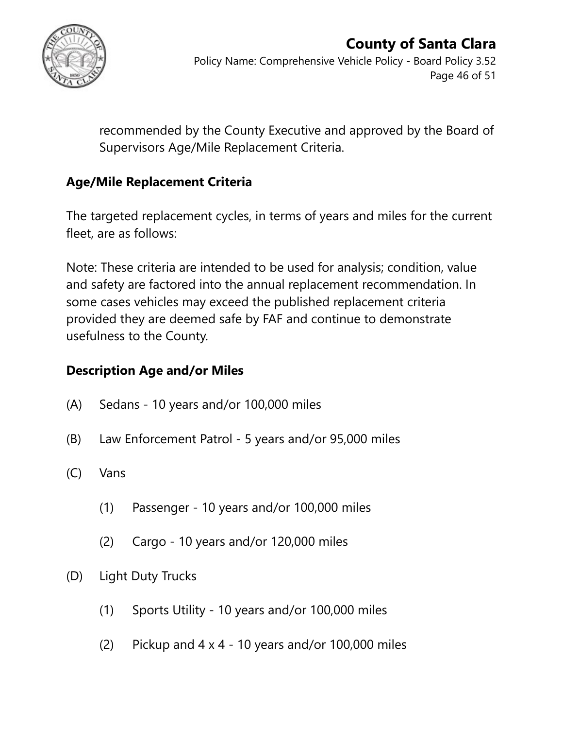recommended by the County Executive and approved by the Board of Supervisors Age/Mile Replacement Criteria.

**Age/Mile Replacement Criteria**

The targeted replacement cycles, in terms of years and miles for the current fleet, are as follows:

Note: These criteria are intended to be used for analysis; condition, value and safety are factored into the annual replacement recommendation. In some cases vehicles may exceed the published replacement criteria provided they are deemed safe by FAF and continue to demonstrate usefulness to the County.

**Description Age and/or Miles**

(A) Sedans - 10 years and/or 100,000 miles

(B) Law Enforcement Patrol - 5 years and/or 95,000 miles

(C) Vans

  (1) Passenger - 10 years and/or 100,000 miles

  (2) Cargo - 10 years and/or 120,000 miles

(D) Light Duty Trucks

  (1) Sports Utility - 10 years and/or 100,000 miles

  (2) Pickup and 4 x 4 - 10 years and/or 100,000 miles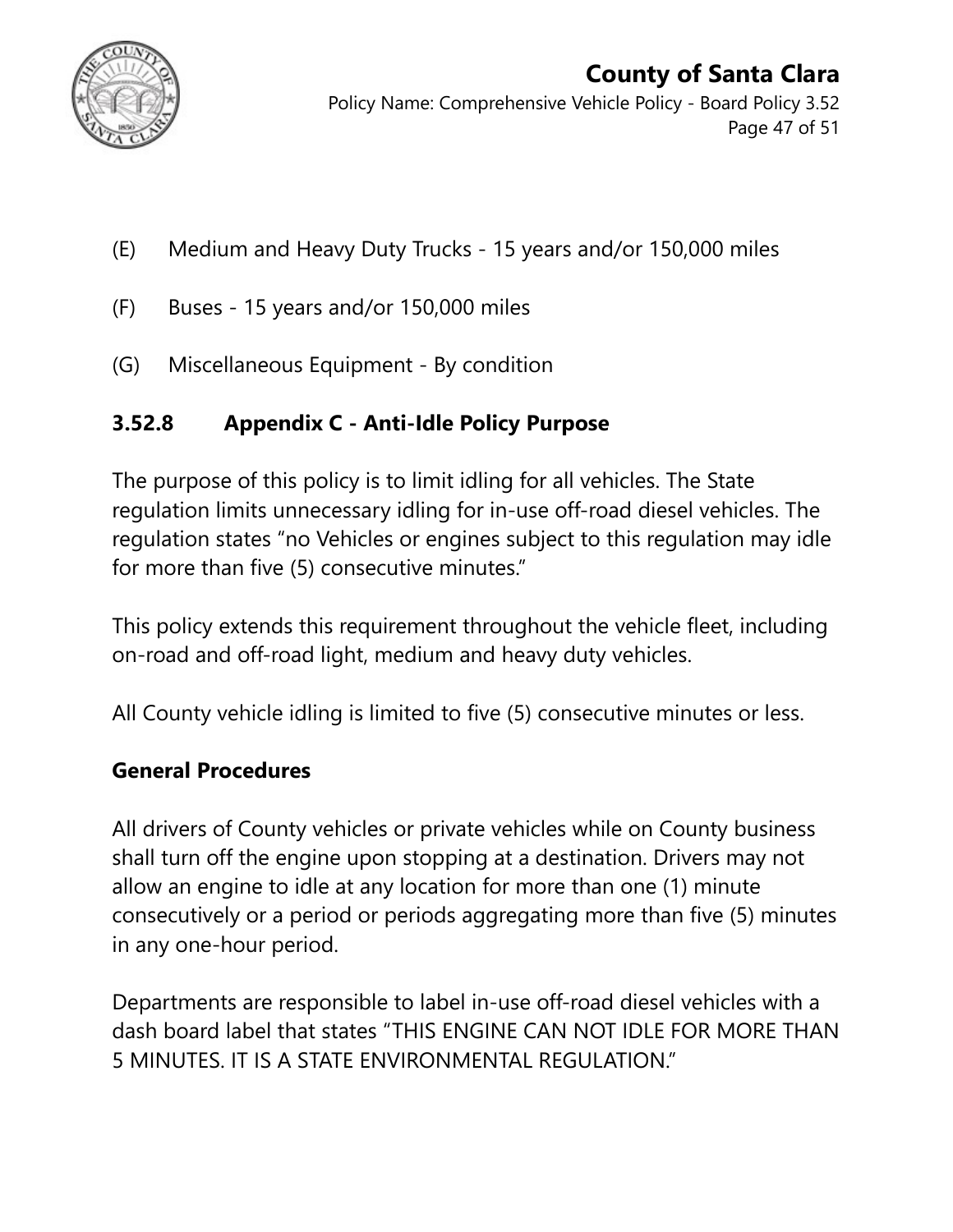(E) Medium and Heavy Duty Trucks - 15 years and/or 150,000 miles

(F) Buses - 15 years and/or 150,000 miles

(G) Miscellaneous Equipment - By condition

### 3.52.8 Appendix C - Anti-Idle Policy Purpose

The purpose of this policy is to limit idling for all vehicles. The State regulation limits unnecessary idling for in-use off-road diesel vehicles. The regulation states "no Vehicles or engines subject to this regulation may idle for more than five (5) consecutive minutes."

This policy extends this requirement throughout the vehicle fleet, including on-road and off-road light, medium and heavy duty vehicles.

All County vehicle idling is limited to five (5) consecutive minutes or less.

**General Procedures**

All drivers of County vehicles or private vehicles while on County business shall turn off the engine upon stopping at a destination. Drivers may not allow an engine to idle at any location for more than one (1) minute consecutively or a period or periods aggregating more than five (5) minutes in any one-hour period.

Departments are responsible to label in-use off-road diesel vehicles with a dash board label that states "THIS ENGINE CAN NOT IDLE FOR MORE THAN 5 MINUTES. IT IS A STATE ENVIRONMENTAL REGULATION."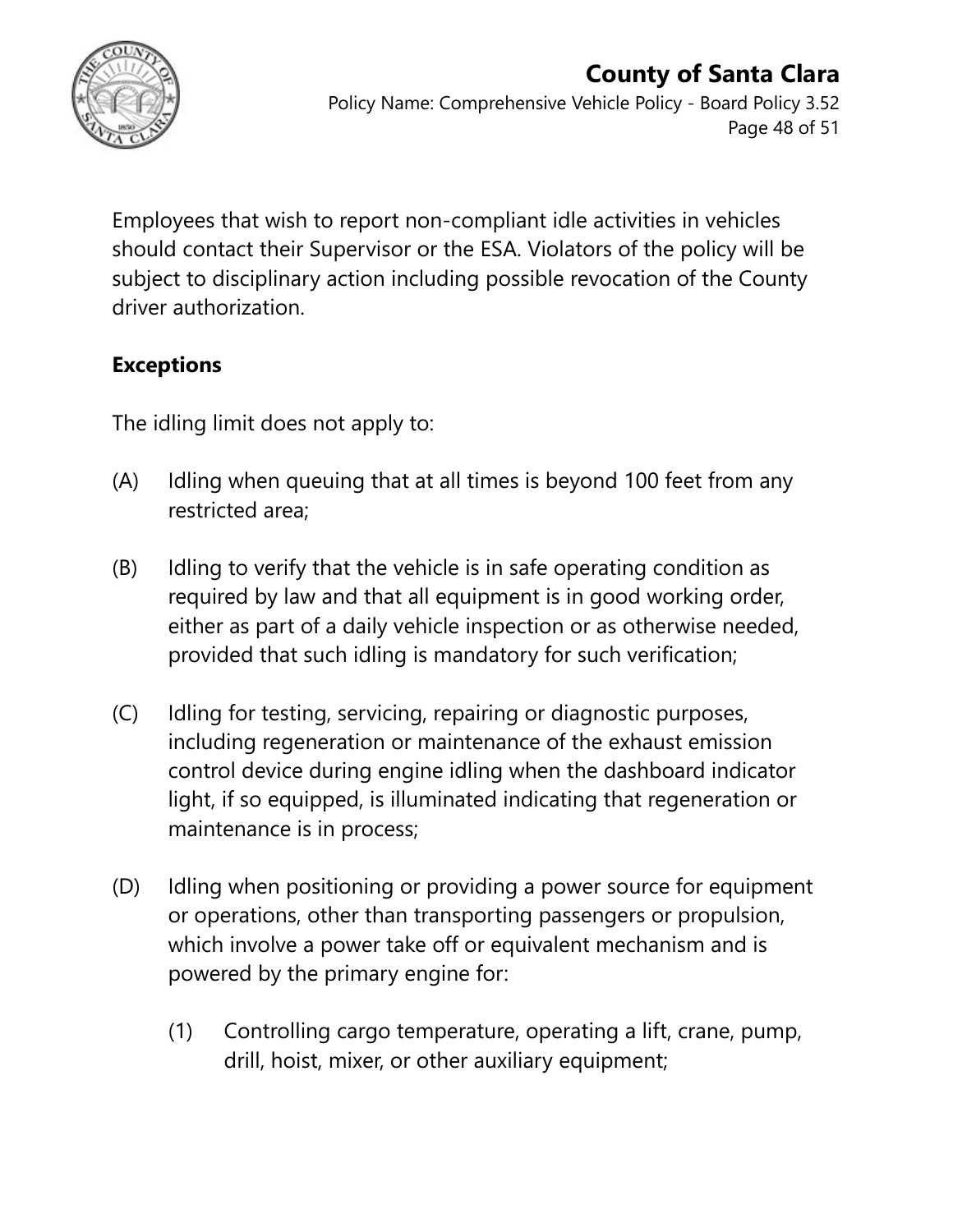Employees that wish to report non-compliant idle activities in vehicles should contact their Supervisor or the ESA. Violators of the policy will be subject to disciplinary action including possible revocation of the County driver authorization.

**Exceptions**

The idling limit does not apply to:

(A) Idling when queuing that at all times is beyond 100 feet from any restricted area;

(B) Idling to verify that the vehicle is in safe operating condition as required by law and that all equipment is in good working order, either as part of a daily vehicle inspection or as otherwise needed, provided that such idling is mandatory for such verification;

(C) Idling for testing, servicing, repairing or diagnostic purposes, including regeneration or maintenance of the exhaust emission control device during engine idling when the dashboard indicator light, if so equipped, is illuminated indicating that regeneration or maintenance is in process;

(D) Idling when positioning or providing a power source for equipment or operations, other than transporting passengers or propulsion, which involve a power take off or equivalent mechanism and is powered by the primary engine for:

   (1) Controlling cargo temperature, operating a lift, crane, pump, drill, hoist, mixer, or other auxiliary equipment;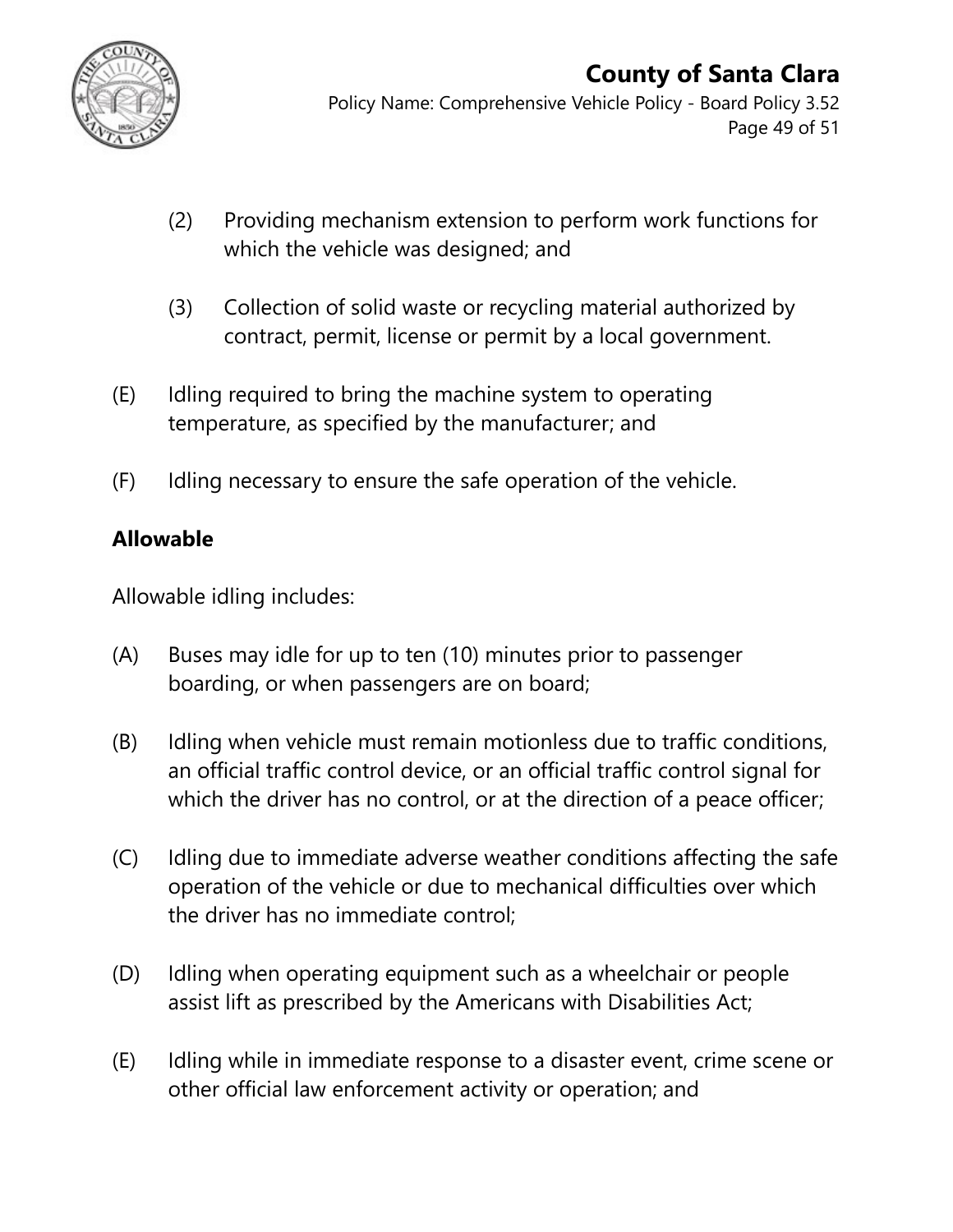(2) Providing mechanism extension to perform work functions for which the vehicle was designed; and

(3) Collection of solid waste or recycling material authorized by contract, permit, license or permit by a local government.

(E) Idling required to bring the machine system to operating temperature, as specified by the manufacturer; and

(F) Idling necessary to ensure the safe operation of the vehicle.

**Allowable**

Allowable idling includes:

(A) Buses may idle for up to ten (10) minutes prior to passenger boarding, or when passengers are on board;

(B) Idling when vehicle must remain motionless due to traffic conditions, an official traffic control device, or an official traffic control signal for which the driver has no control, or at the direction of a peace officer;

(C) Idling due to immediate adverse weather conditions affecting the safe operation of the vehicle or due to mechanical difficulties over which the driver has no immediate control;

(D) Idling when operating equipment such as a wheelchair or people assist lift as prescribed by the Americans with Disabilities Act;

(E) Idling while in immediate response to a disaster event, crime scene or other official law enforcement activity or operation; and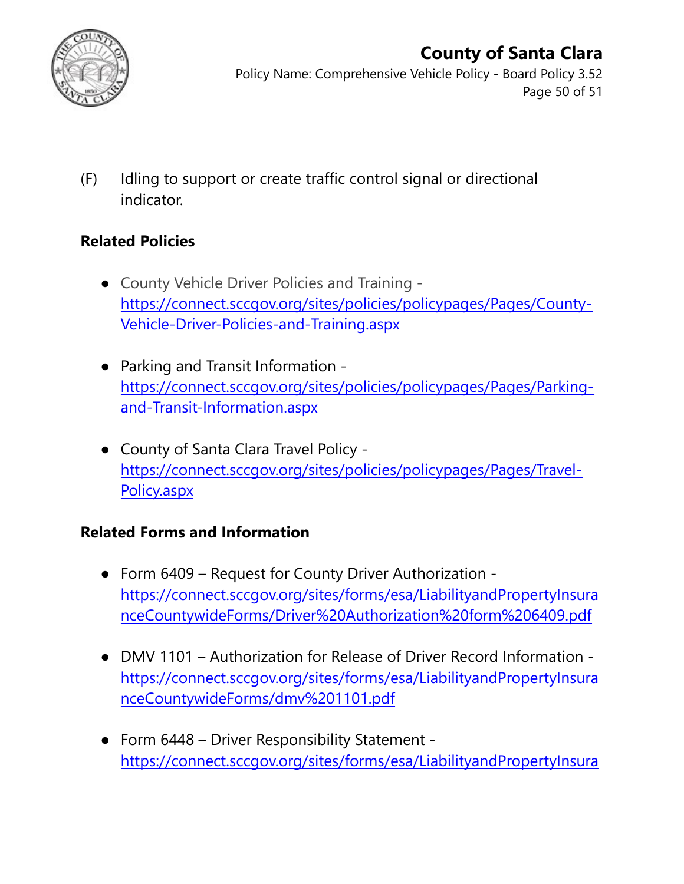(F) Idling to support or create traffic control signal or directional indicator.

**Related Policies**

- County Vehicle Driver Policies and Training - https://connect.sccgov.org/sites/policies/policypages/Pages/County-Vehicle-Driver-Policies-and-Training.aspx
- Parking and Transit Information - https://connect.sccgov.org/sites/policies/policypages/Pages/Parking-and-Transit-Information.aspx
- County of Santa Clara Travel Policy - https://connect.sccgov.org/sites/policies/policypages/Pages/Travel-Policy.aspx

**Related Forms and Information**

- Form 6409 – Request for County Driver Authorization - https://connect.sccgov.org/sites/forms/esa/LiabilityandPropertyInsuranceCountywideForms/Driver%20Authorization%20form%206409.pdf
- DMV 1101 – Authorization for Release of Driver Record Information - https://connect.sccgov.org/sites/forms/esa/LiabilityandPropertyInsuranceCountywideForms/dmv%201101.pdf
- Form 6448 – Driver Responsibility Statement - https://connect.sccgov.org/sites/forms/esa/LiabilityandPropertyInsura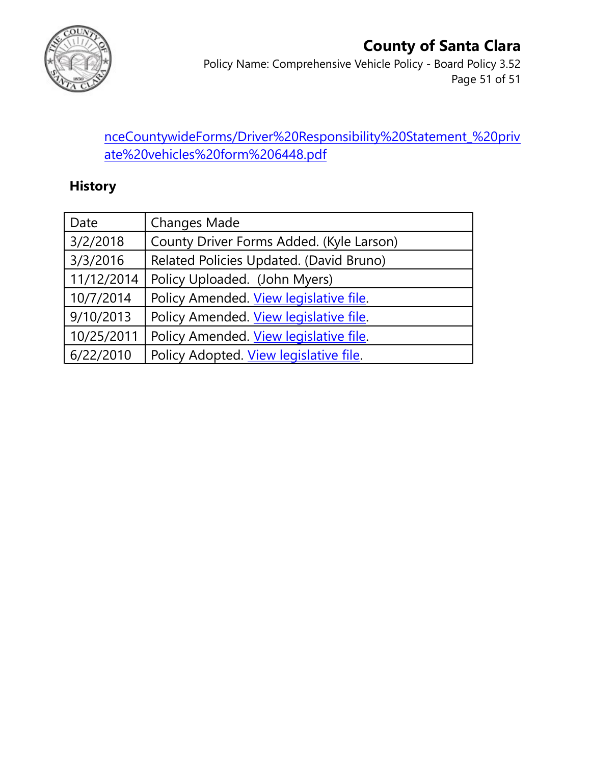nceCountywideForms/Driver%20Responsibility%20Statement_%20private%20vehicles%20form%206448.pdf

## History

| Date | Changes Made |
|---|---|
| 3/2/2018 | County Driver Forms Added. (Kyle Larson) |
| 3/3/2016 | Related Policies Updated. (David Bruno) |
| 11/12/2014 | Policy Uploaded. (John Myers) |
| 10/7/2014 | Policy Amended. View legislative file. |
| 9/10/2013 | Policy Amended. View legislative file. |
| 10/25/2011 | Policy Amended. View legislative file. |
| 6/22/2010 | Policy Adopted. View legislative file. |